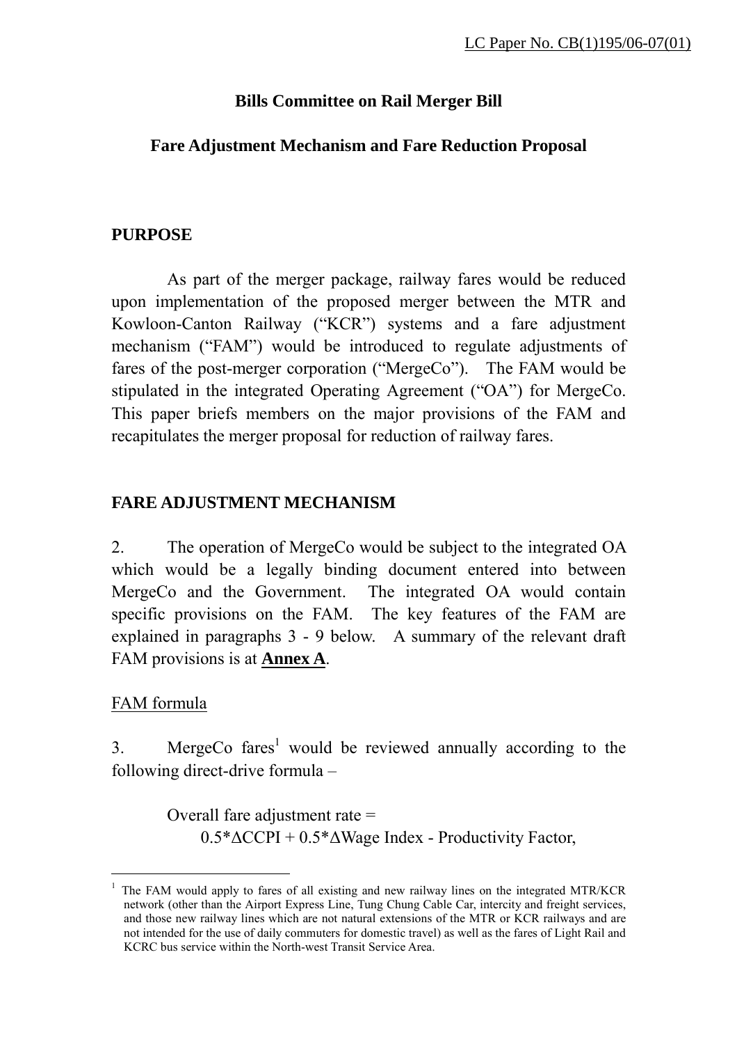LC Paper No. CB(1)195/06-07(01)

# Bills Committee on Rail Merger Bill

## Fare Adjustment Mechanism and Fare Reduction Proposal

## PURPOSE

As part of the merger package, railway fares would be reduced upon implementation of the proposed merger between the MTR and Kowloon-Canton Railway ("KCR") systems and a fare adjustment mechanism ("FAM") would be introduced to regulate adjustments of fares of the post-merger corporation ("MergeCo"). The FAM would be stipulated in the integrated Operating Agreement ("OA") for MergeCo. This paper briefs members on the major provisions of the FAM and recapitulates the merger proposal for reduction of railway fares.

## FARE ADJUSTMENT MECHANISM

2. The operation of MergeCo would be subject to the integrated OA which would be a legally binding document entered into between MergeCo and the Government. The integrated OA would contain specific provisions on the FAM. The key features of the FAM are explained in paragraphs 3 - 9 below. A summary of the relevant draft FAM provisions is at **Annex A**.

FAM formula

3. MergeCo fares[1] would be reviewed annually according to the following direct-drive formula –

Overall fare adjustment rate =
$$0.5*\Delta CCPI + 0.5*\Delta \text{Wage Index} - \text{Productivity Factor},$$

[1] The FAM would apply to fares of all existing and new railway lines on the integrated MTR/KCR network (other than the Airport Express Line, Tung Chung Cable Car, intercity and freight services, and those new railway lines which are not natural extensions of the MTR or KCR railways and are not intended for the use of daily commuters for domestic travel) as well as the fares of Light Rail and KCRC bus service within the North-west Transit Service Area.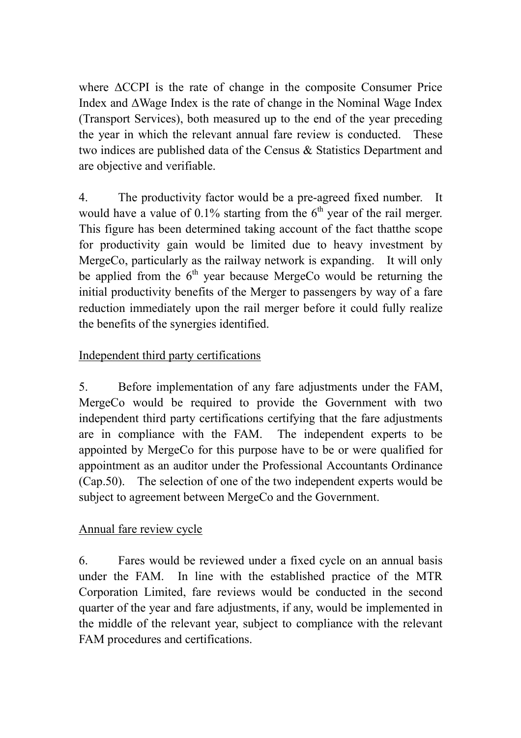where $\Delta$CCPI is the rate of change in the composite Consumer Price Index and $\Delta$Wage Index is the rate of change in the Nominal Wage Index (Transport Services), both measured up to the end of the year preceding the year in which the relevant annual fare review is conducted. These two indices are published data of the Census & Statistics Department and are objective and verifiable.

4. The productivity factor would be a pre-agreed fixed number. It would have a value of 0.1% starting from the $6^{th}$ year of the rail merger. This figure has been determined taking account of the fact thatthe scope for productivity gain would be limited due to heavy investment by MergeCo, particularly as the railway network is expanding. It will only be applied from the $6^{th}$ year because MergeCo would be returning the initial productivity benefits of the Merger to passengers by way of a fare reduction immediately upon the rail merger before it could fully realize the benefits of the synergies identified.

<u>Independent third party certifications</u>

5. Before implementation of any fare adjustments under the FAM, MergeCo would be required to provide the Government with two independent third party certifications certifying that the fare adjustments are in compliance with the FAM. The independent experts to be appointed by MergeCo for this purpose have to be or were qualified for appointment as an auditor under the Professional Accountants Ordinance (Cap.50). The selection of one of the two independent experts would be subject to agreement between MergeCo and the Government.

<u>Annual fare review cycle</u>

6. Fares would be reviewed under a fixed cycle on an annual basis under the FAM. In line with the established practice of the MTR Corporation Limited, fare reviews would be conducted in the second quarter of the year and fare adjustments, if any, would be implemented in the middle of the relevant year, subject to compliance with the relevant FAM procedures and certifications.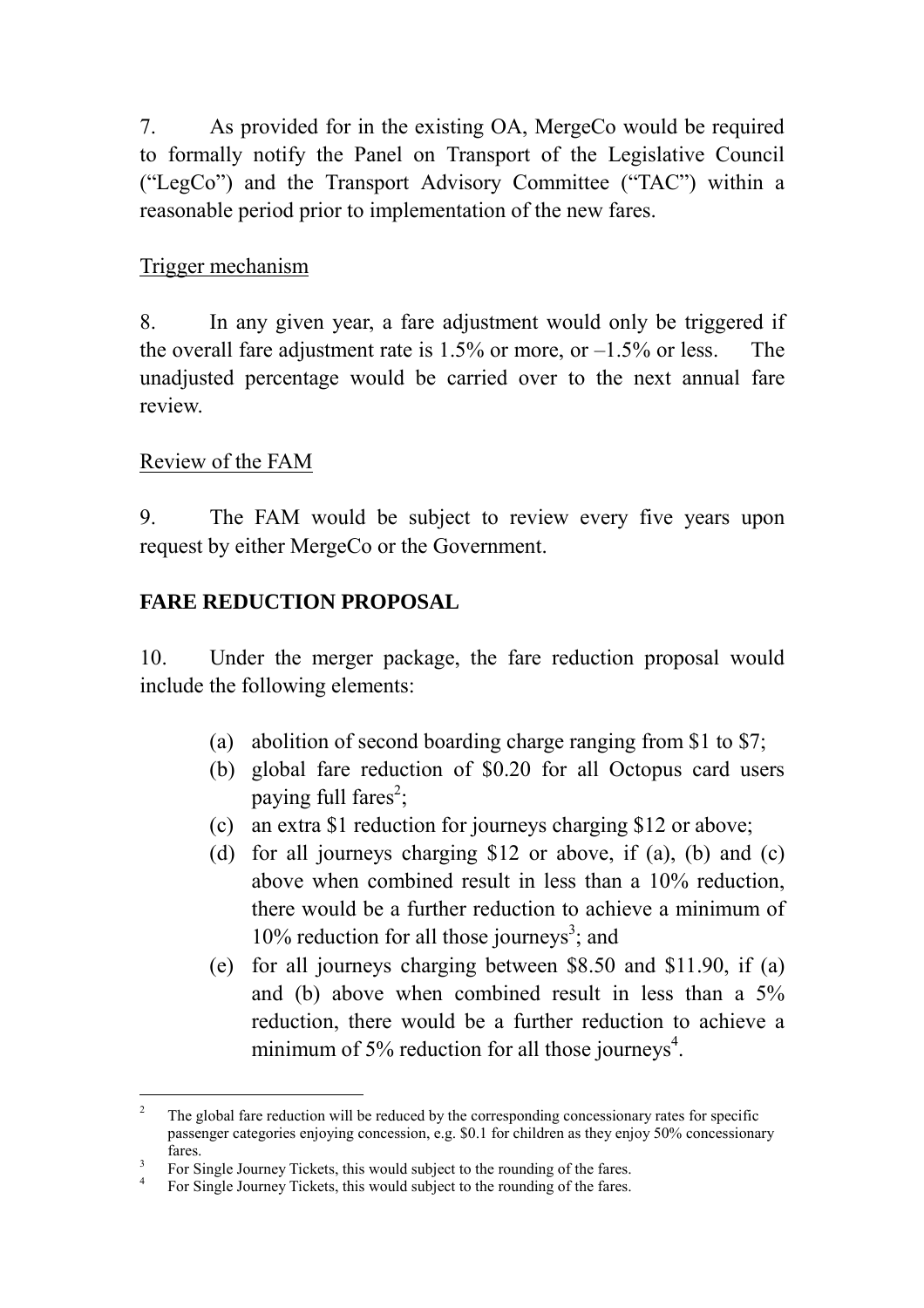7. As provided for in the existing OA, MergeCo would be required to formally notify the Panel on Transport of the Legislative Council ("LegCo") and the Transport Advisory Committee ("TAC") within a reasonable period prior to implementation of the new fares.

Trigger mechanism

8. In any given year, a fare adjustment would only be triggered if the overall fare adjustment rate is 1.5% or more, or –1.5% or less. The unadjusted percentage would be carried over to the next annual fare review.

Review of the FAM

9. The FAM would be subject to review every five years upon request by either MergeCo or the Government.

**FARE REDUCTION PROPOSAL**

10. Under the merger package, the fare reduction proposal would include the following elements:

(a) abolition of second boarding charge ranging from $1 to $7;
(b) global fare reduction of $0.20 for all Octopus card users paying full fares[2];
(c) an extra $1 reduction for journeys charging $12 or above;
(d) for all journeys charging $12 or above, if (a), (b) and (c) above when combined result in less than a 10% reduction, there would be a further reduction to achieve a minimum of 10% reduction for all those journeys[3]; and
(e) for all journeys charging between $8.50 and $11.90, if (a) and (b) above when combined result in less than a 5% reduction, there would be a further reduction to achieve a minimum of 5% reduction for all those journeys[4].

---

[2] The global fare reduction will be reduced by the corresponding concessionary rates for specific passenger categories enjoying concession, e.g. $0.1 for children as they enjoy 50% concessionary fares.

[3] For Single Journey Tickets, this would subject to the rounding of the fares.

[4] For Single Journey Tickets, this would subject to the rounding of the fares.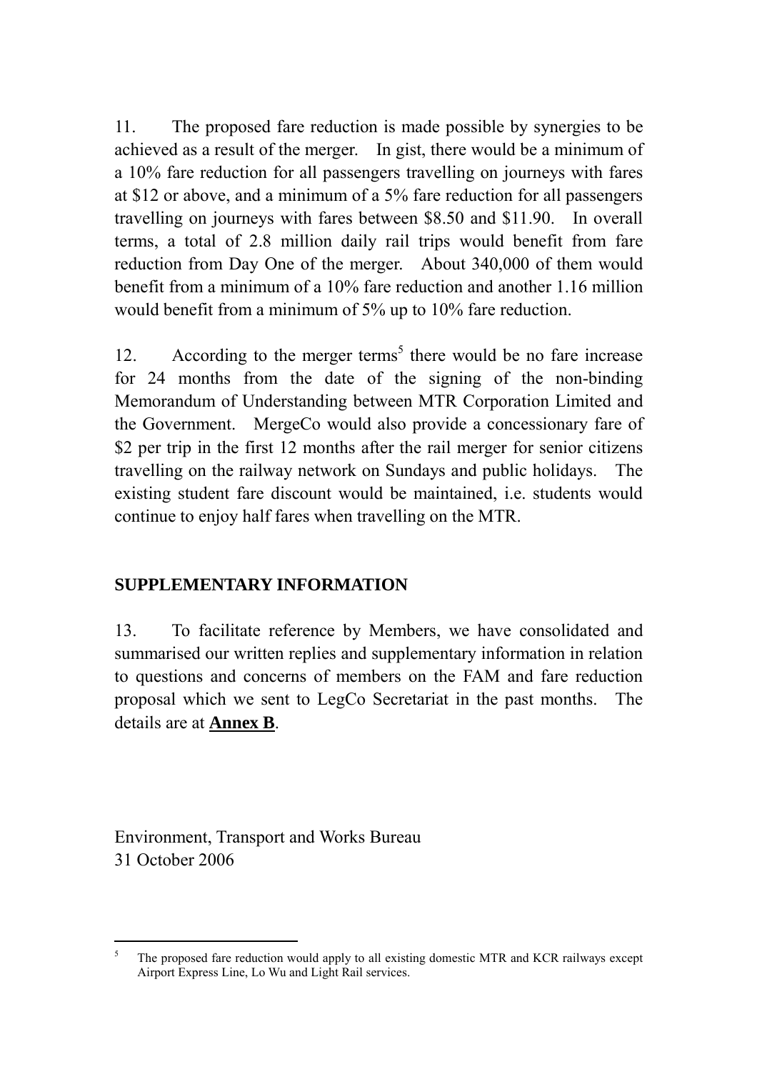11. The proposed fare reduction is made possible by synergies to be achieved as a result of the merger. In gist, there would be a minimum of a 10% fare reduction for all passengers travelling on journeys with fares at $12 or above, and a minimum of a 5% fare reduction for all passengers travelling on journeys with fares between $8.50 and $11.90. In overall terms, a total of 2.8 million daily rail trips would benefit from fare reduction from Day One of the merger. About 340,000 of them would benefit from a minimum of a 10% fare reduction and another 1.16 million would benefit from a minimum of 5% up to 10% fare reduction.

12. According to the merger terms[5] there would be no fare increase for 24 months from the date of the signing of the non-binding Memorandum of Understanding between MTR Corporation Limited and the Government. MergeCo would also provide a concessionary fare of $2 per trip in the first 12 months after the rail merger for senior citizens travelling on the railway network on Sundays and public holidays. The existing student fare discount would be maintained, i.e. students would continue to enjoy half fares when travelling on the MTR.

## SUPPLEMENTARY INFORMATION

13. To facilitate reference by Members, we have consolidated and summarised our written replies and supplementary information in relation to questions and concerns of members on the FAM and fare reduction proposal which we sent to LegCo Secretariat in the past months. The details are at **Annex B**.

Environment, Transport and Works Bureau
31 October 2006

---

[5] The proposed fare reduction would apply to all existing domestic MTR and KCR railways except Airport Express Line, Lo Wu and Light Rail services.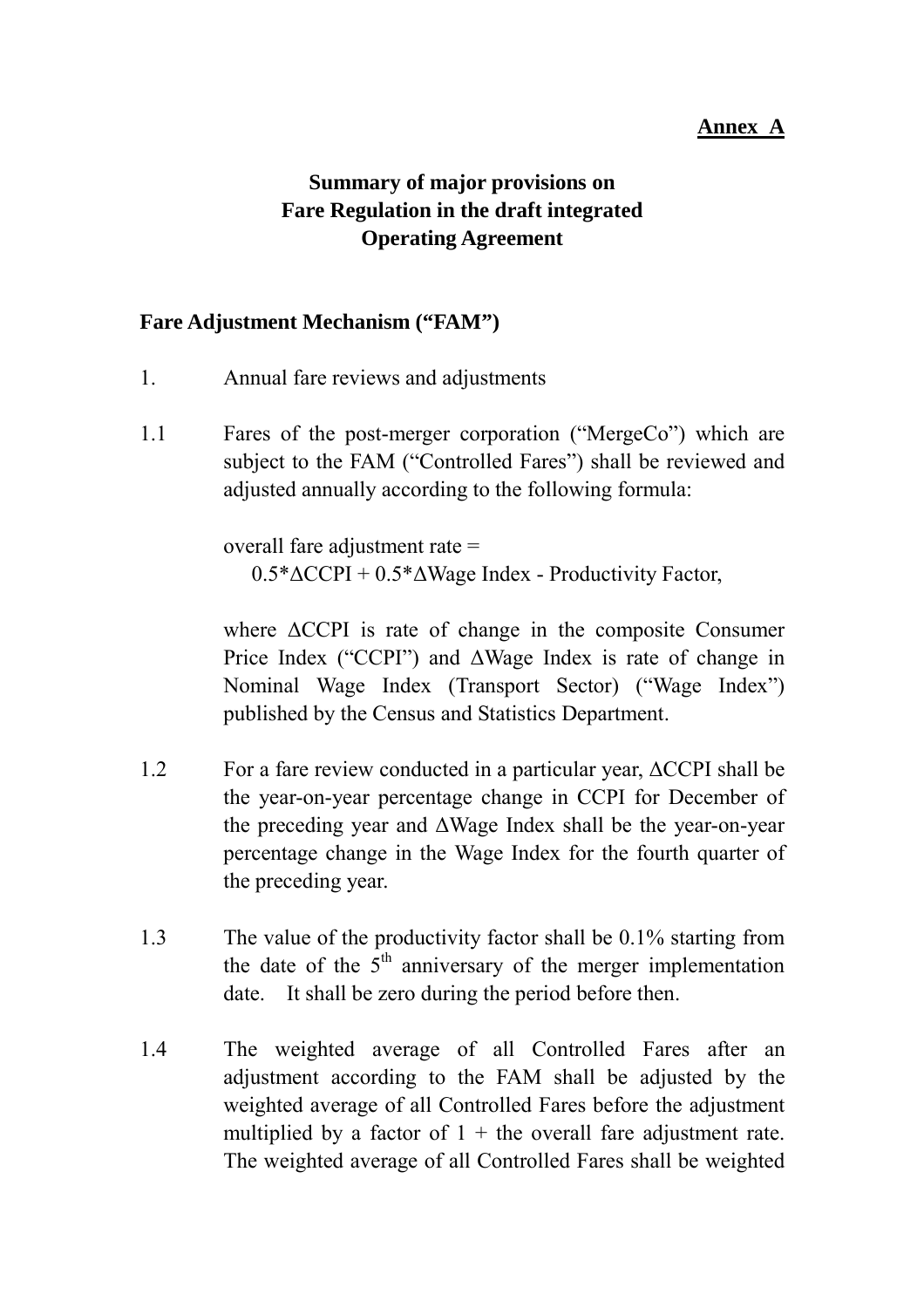**Annex A**

# Summary of major provisions on Fare Regulation in the draft integrated Operating Agreement

## Fare Adjustment Mechanism ("FAM")

1. Annual fare reviews and adjustments

1.1 Fares of the post-merger corporation ("MergeCo") which are subject to the FAM ("Controlled Fares") shall be reviewed and adjusted annually according to the following formula:

overall fare adjustment rate =
$0.5*\Delta\text{CCPI} + 0.5*\Delta\text{Wage Index} - \text{Productivity Factor}$,

where ΔCCPI is rate of change in the composite Consumer Price Index ("CCPI") and ΔWage Index is rate of change in Nominal Wage Index (Transport Sector) ("Wage Index") published by the Census and Statistics Department.

1.2 For a fare review conducted in a particular year, ΔCCPI shall be the year-on-year percentage change in CCPI for December of the preceding year and ΔWage Index shall be the year-on-year percentage change in the Wage Index for the fourth quarter of the preceding year.

1.3 The value of the productivity factor shall be 0.1% starting from the date of the 5th anniversary of the merger implementation date. It shall be zero during the period before then.

1.4 The weighted average of all Controlled Fares after an adjustment according to the FAM shall be adjusted by the weighted average of all Controlled Fares before the adjustment multiplied by a factor of 1 + the overall fare adjustment rate. The weighted average of all Controlled Fares shall be weighted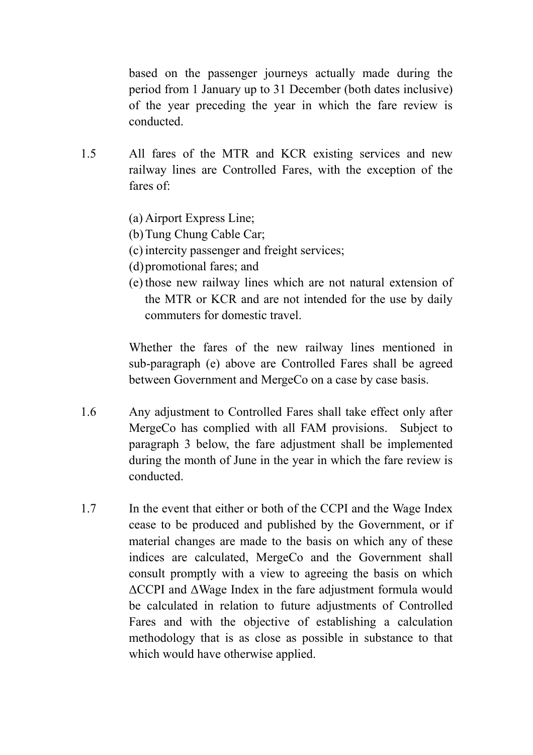based on the passenger journeys actually made during the period from 1 January up to 31 December (both dates inclusive) of the year preceding the year in which the fare review is conducted.

1.5 All fares of the MTR and KCR existing services and new railway lines are Controlled Fares, with the exception of the fares of:

(a) Airport Express Line;
(b) Tung Chung Cable Car;
(c) intercity passenger and freight services;
(d) promotional fares; and
(e) those new railway lines which are not natural extension of the MTR or KCR and are not intended for the use by daily commuters for domestic travel.

Whether the fares of the new railway lines mentioned in sub-paragraph (e) above are Controlled Fares shall be agreed between Government and MergeCo on a case by case basis.

1.6 Any adjustment to Controlled Fares shall take effect only after MergeCo has complied with all FAM provisions. Subject to paragraph 3 below, the fare adjustment shall be implemented during the month of June in the year in which the fare review is conducted.

1.7 In the event that either or both of the CCPI and the Wage Index cease to be produced and published by the Government, or if material changes are made to the basis on which any of these indices are calculated, MergeCo and the Government shall consult promptly with a view to agreeing the basis on which $\Delta$CCPI and $\Delta$Wage Index in the fare adjustment formula would be calculated in relation to future adjustments of Controlled Fares and with the objective of establishing a calculation methodology that is as close as possible in substance to that which would have otherwise applied.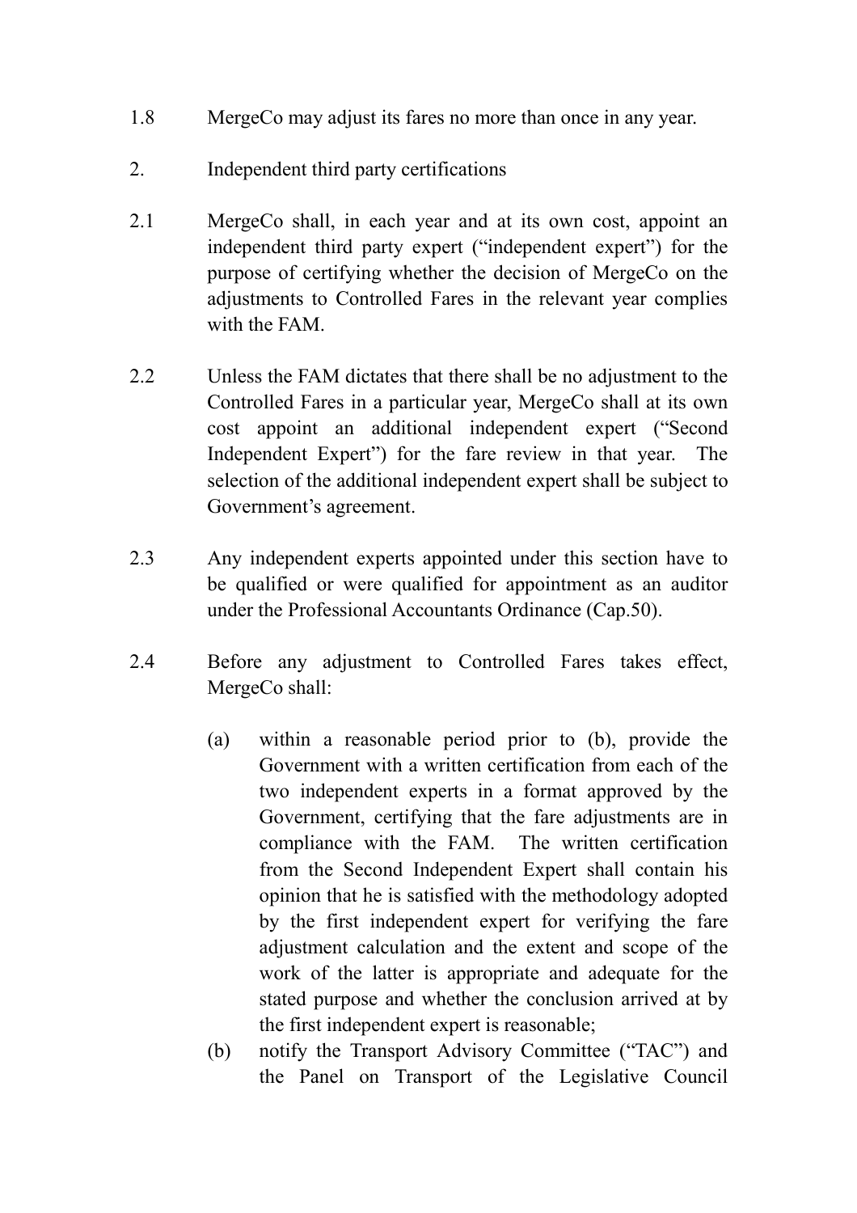1.8 MergeCo may adjust its fares no more than once in any year.

2. Independent third party certifications

2.1 MergeCo shall, in each year and at its own cost, appoint an independent third party expert ("independent expert") for the purpose of certifying whether the decision of MergeCo on the adjustments to Controlled Fares in the relevant year complies with the FAM.

2.2 Unless the FAM dictates that there shall be no adjustment to the Controlled Fares in a particular year, MergeCo shall at its own cost appoint an additional independent expert ("Second Independent Expert") for the fare review in that year. The selection of the additional independent expert shall be subject to Government's agreement.

2.3 Any independent experts appointed under this section have to be qualified or were qualified for appointment as an auditor under the Professional Accountants Ordinance (Cap.50).

2.4 Before any adjustment to Controlled Fares takes effect, MergeCo shall:

(a) within a reasonable period prior to (b), provide the Government with a written certification from each of the two independent experts in a format approved by the Government, certifying that the fare adjustments are in compliance with the FAM. The written certification from the Second Independent Expert shall contain his opinion that he is satisfied with the methodology adopted by the first independent expert for verifying the fare adjustment calculation and the extent and scope of the work of the latter is appropriate and adequate for the stated purpose and whether the conclusion arrived at by the first independent expert is reasonable;

(b) notify the Transport Advisory Committee ("TAC") and the Panel on Transport of the Legislative Council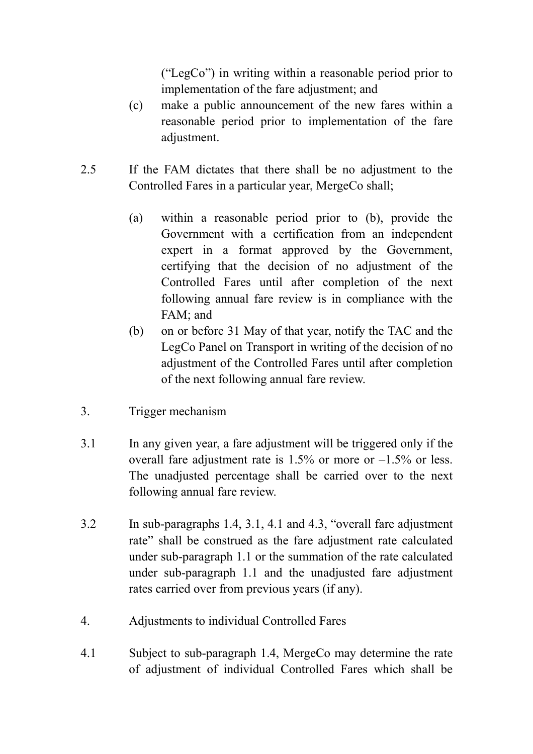("LegCo") in writing within a reasonable period prior to implementation of the fare adjustment; and

(c) make a public announcement of the new fares within a reasonable period prior to implementation of the fare adjustment.

2.5 If the FAM dictates that there shall be no adjustment to the Controlled Fares in a particular year, MergeCo shall;

(a) within a reasonable period prior to (b), provide the Government with a certification from an independent expert in a format approved by the Government, certifying that the decision of no adjustment of the Controlled Fares until after completion of the next following annual fare review is in compliance with the FAM; and

(b) on or before 31 May of that year, notify the TAC and the LegCo Panel on Transport in writing of the decision of no adjustment of the Controlled Fares until after completion of the next following annual fare review.

3. Trigger mechanism

3.1 In any given year, a fare adjustment will be triggered only if the overall fare adjustment rate is 1.5% or more or –1.5% or less. The unadjusted percentage shall be carried over to the next following annual fare review.

3.2 In sub-paragraphs 1.4, 3.1, 4.1 and 4.3, "overall fare adjustment rate" shall be construed as the fare adjustment rate calculated under sub-paragraph 1.1 or the summation of the rate calculated under sub-paragraph 1.1 and the unadjusted fare adjustment rates carried over from previous years (if any).

4. Adjustments to individual Controlled Fares

4.1 Subject to sub-paragraph 1.4, MergeCo may determine the rate of adjustment of individual Controlled Fares which shall be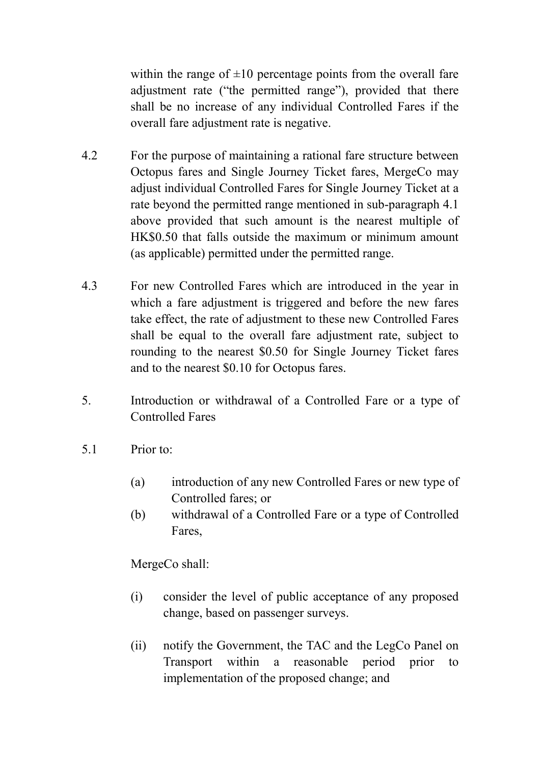within the range of ±10 percentage points from the overall fare adjustment rate ("the permitted range"), provided that there shall be no increase of any individual Controlled Fares if the overall fare adjustment rate is negative.

4.2 For the purpose of maintaining a rational fare structure between Octopus fares and Single Journey Ticket fares, MergeCo may adjust individual Controlled Fares for Single Journey Ticket at a rate beyond the permitted range mentioned in sub-paragraph 4.1 above provided that such amount is the nearest multiple of HK$0.50 that falls outside the maximum or minimum amount (as applicable) permitted under the permitted range.

4.3 For new Controlled Fares which are introduced in the year in which a fare adjustment is triggered and before the new fares take effect, the rate of adjustment to these new Controlled Fares shall be equal to the overall fare adjustment rate, subject to rounding to the nearest $0.50 for Single Journey Ticket fares and to the nearest $0.10 for Octopus fares.

5. Introduction or withdrawal of a Controlled Fare or a type of Controlled Fares

5.1 Prior to:

(a) introduction of any new Controlled Fares or new type of Controlled fares; or
(b) withdrawal of a Controlled Fare or a type of Controlled Fares,

MergeCo shall:

(i) consider the level of public acceptance of any proposed change, based on passenger surveys.

(ii) notify the Government, the TAC and the LegCo Panel on Transport within a reasonable period prior to implementation of the proposed change; and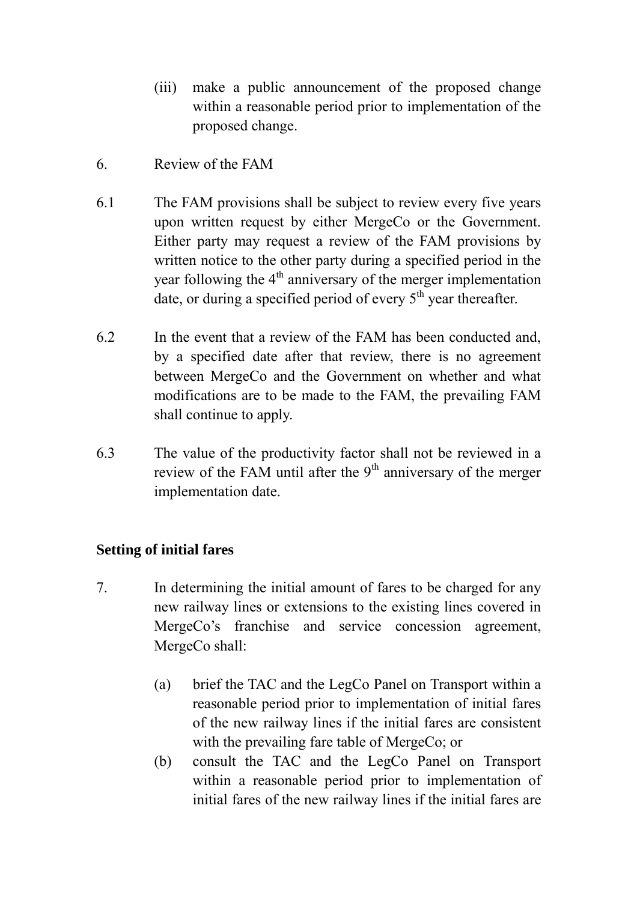(iii) make a public announcement of the proposed change within a reasonable period prior to implementation of the proposed change.

6. Review of the FAM

6.1 The FAM provisions shall be subject to review every five years upon written request by either MergeCo or the Government. Either party may request a review of the FAM provisions by written notice to the other party during a specified period in the year following the 4th anniversary of the merger implementation date, or during a specified period of every 5th year thereafter.

6.2 In the event that a review of the FAM has been conducted and, by a specified date after that review, there is no agreement between MergeCo and the Government on whether and what modifications are to be made to the FAM, the prevailing FAM shall continue to apply.

6.3 The value of the productivity factor shall not be reviewed in a review of the FAM until after the 9th anniversary of the merger implementation date.

**Setting of initial fares**

7. In determining the initial amount of fares to be charged for any new railway lines or extensions to the existing lines covered in MergeCo's franchise and service concession agreement, MergeCo shall:

(a) brief the TAC and the LegCo Panel on Transport within a reasonable period prior to implementation of initial fares of the new railway lines if the initial fares are consistent with the prevailing fare table of MergeCo; or

(b) consult the TAC and the LegCo Panel on Transport within a reasonable period prior to implementation of initial fares of the new railway lines if the initial fares are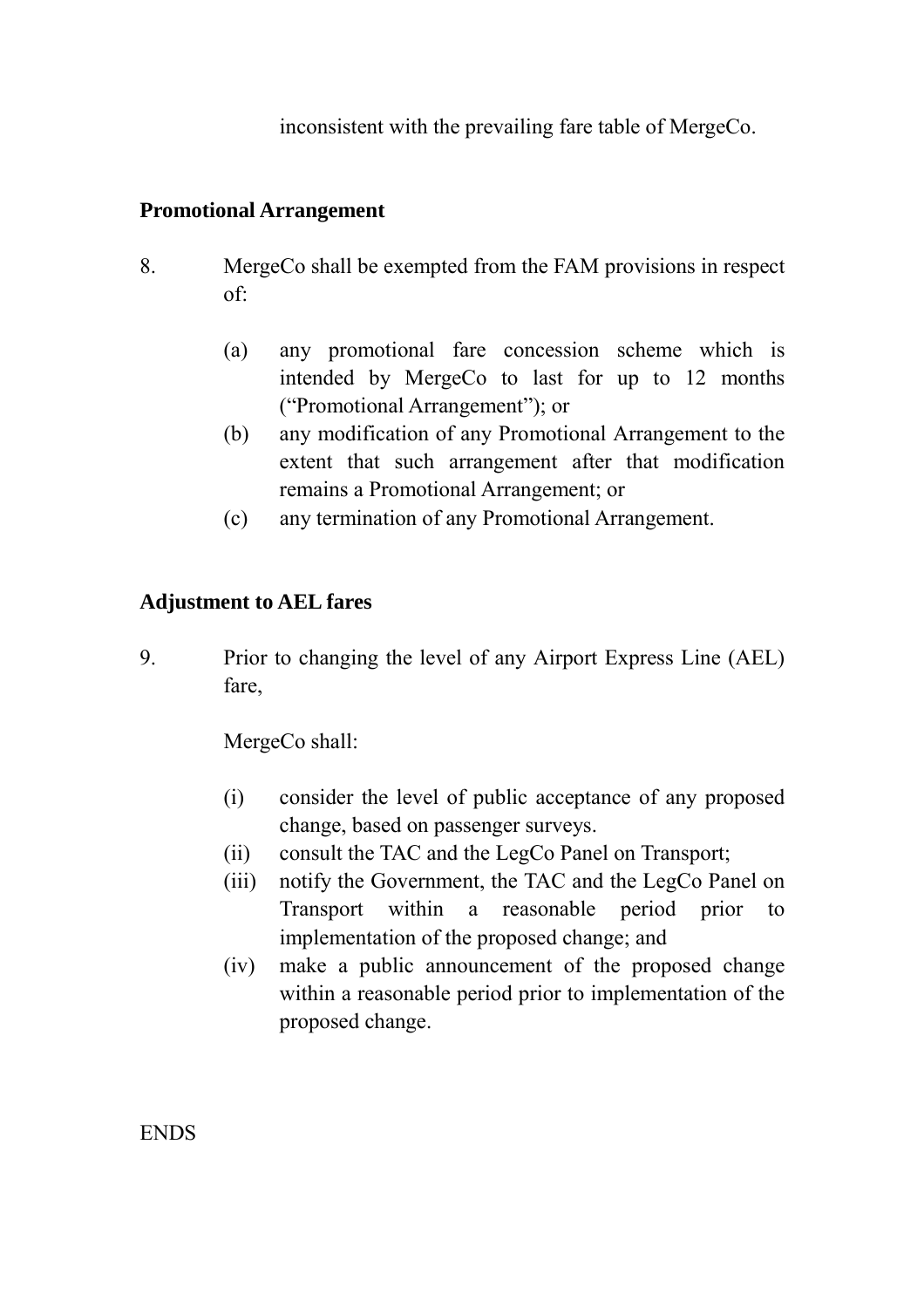inconsistent with the prevailing fare table of MergeCo.

**Promotional Arrangement**

8. MergeCo shall be exempted from the FAM provisions in respect of:

   (a) any promotional fare concession scheme which is intended by MergeCo to last for up to 12 months ("Promotional Arrangement"); or
   (b) any modification of any Promotional Arrangement to the extent that such arrangement after that modification remains a Promotional Arrangement; or
   (c) any termination of any Promotional Arrangement.

**Adjustment to AEL fares**

9. Prior to changing the level of any Airport Express Line (AEL) fare,

   MergeCo shall:

   (i) consider the level of public acceptance of any proposed change, based on passenger surveys.
   (ii) consult the TAC and the LegCo Panel on Transport;
   (iii) notify the Government, the TAC and the LegCo Panel on Transport within a reasonable period prior to implementation of the proposed change; and
   (iv) make a public announcement of the proposed change within a reasonable period prior to implementation of the proposed change.

ENDS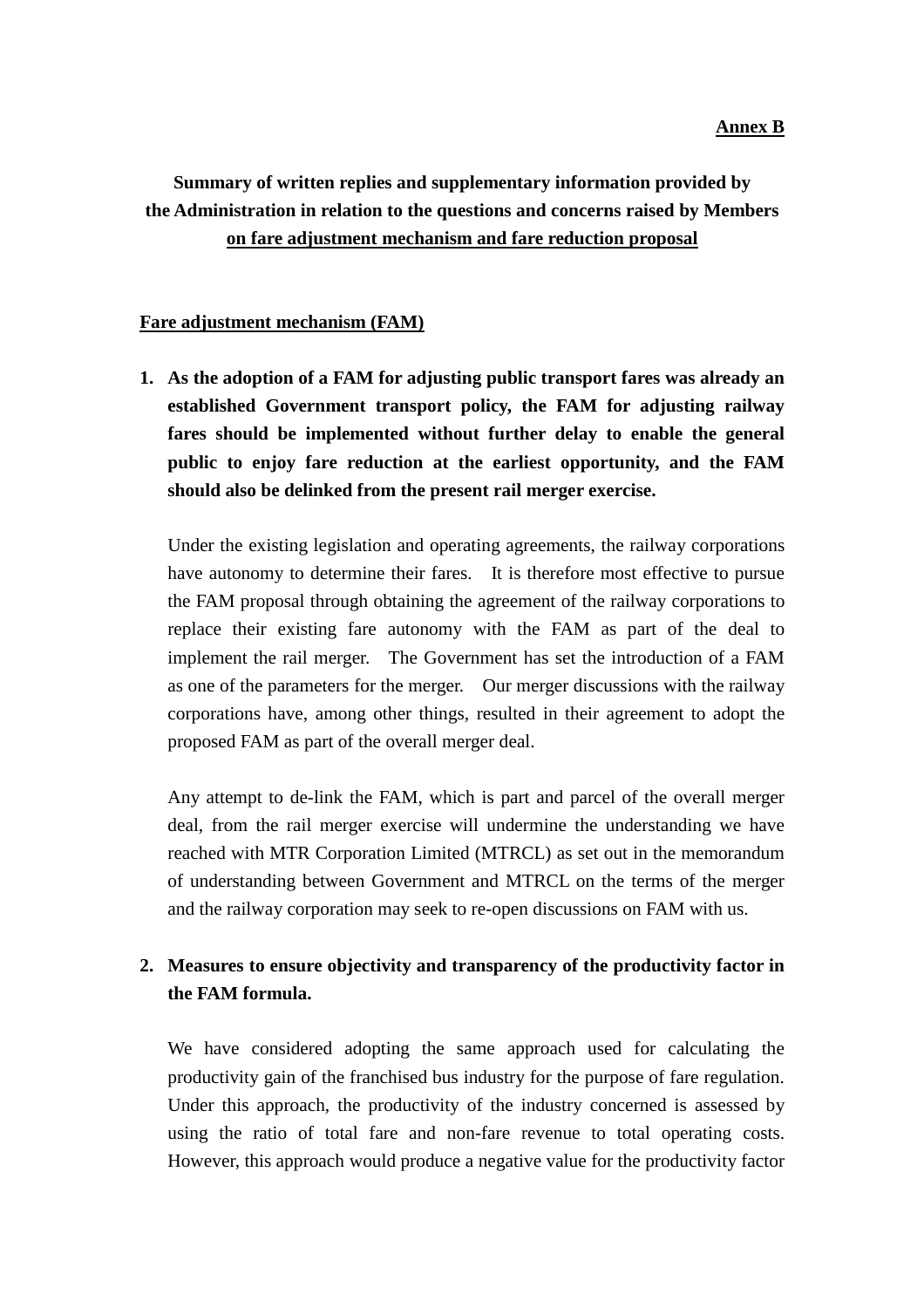**Annex B**

**Summary of written replies and supplementary information provided by the Administration in relation to the questions and concerns raised by Members on fare adjustment mechanism and fare reduction proposal**

**Fare adjustment mechanism (FAM)**

1. **As the adoption of a FAM for adjusting public transport fares was already an established Government transport policy, the FAM for adjusting railway fares should be implemented without further delay to enable the general public to enjoy fare reduction at the earliest opportunity, and the FAM should also be delinked from the present rail merger exercise.**

   Under the existing legislation and operating agreements, the railway corporations have autonomy to determine their fares. It is therefore most effective to pursue the FAM proposal through obtaining the agreement of the railway corporations to replace their existing fare autonomy with the FAM as part of the deal to implement the rail merger. The Government has set the introduction of a FAM as one of the parameters for the merger. Our merger discussions with the railway corporations have, among other things, resulted in their agreement to adopt the proposed FAM as part of the overall merger deal.

   Any attempt to de-link the FAM, which is part and parcel of the overall merger deal, from the rail merger exercise will undermine the understanding we have reached with MTR Corporation Limited (MTRCL) as set out in the memorandum of understanding between Government and MTRCL on the terms of the merger and the railway corporation may seek to re-open discussions on FAM with us.

2. **Measures to ensure objectivity and transparency of the productivity factor in the FAM formula.**

   We have considered adopting the same approach used for calculating the productivity gain of the franchised bus industry for the purpose of fare regulation. Under this approach, the productivity of the industry concerned is assessed by using the ratio of total fare and non-fare revenue to total operating costs. However, this approach would produce a negative value for the productivity factor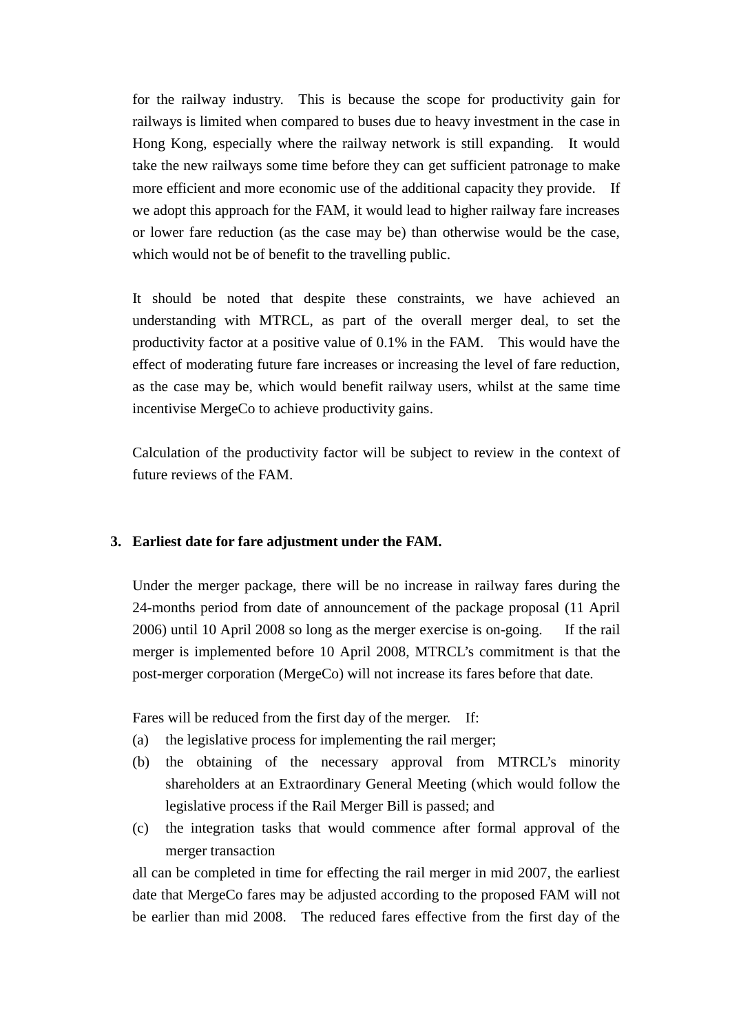for the railway industry. This is because the scope for productivity gain for railways is limited when compared to buses due to heavy investment in the case in Hong Kong, especially where the railway network is still expanding. It would take the new railways some time before they can get sufficient patronage to make more efficient and more economic use of the additional capacity they provide. If we adopt this approach for the FAM, it would lead to higher railway fare increases or lower fare reduction (as the case may be) than otherwise would be the case, which would not be of benefit to the travelling public.

It should be noted that despite these constraints, we have achieved an understanding with MTRCL, as part of the overall merger deal, to set the productivity factor at a positive value of 0.1% in the FAM. This would have the effect of moderating future fare increases or increasing the level of fare reduction, as the case may be, which would benefit railway users, whilst at the same time incentivise MergeCo to achieve productivity gains.

Calculation of the productivity factor will be subject to review in the context of future reviews of the FAM.

**3. Earliest date for fare adjustment under the FAM.**

Under the merger package, there will be no increase in railway fares during the 24-months period from date of announcement of the package proposal (11 April 2006) until 10 April 2008 so long as the merger exercise is on-going. If the rail merger is implemented before 10 April 2008, MTRCL's commitment is that the post-merger corporation (MergeCo) will not increase its fares before that date.

Fares will be reduced from the first day of the merger. If:

(a) the legislative process for implementing the rail merger;

(b) the obtaining of the necessary approval from MTRCL's minority shareholders at an Extraordinary General Meeting (which would follow the legislative process if the Rail Merger Bill is passed; and

(c) the integration tasks that would commence after formal approval of the merger transaction

all can be completed in time for effecting the rail merger in mid 2007, the earliest date that MergeCo fares may be adjusted according to the proposed FAM will not be earlier than mid 2008. The reduced fares effective from the first day of the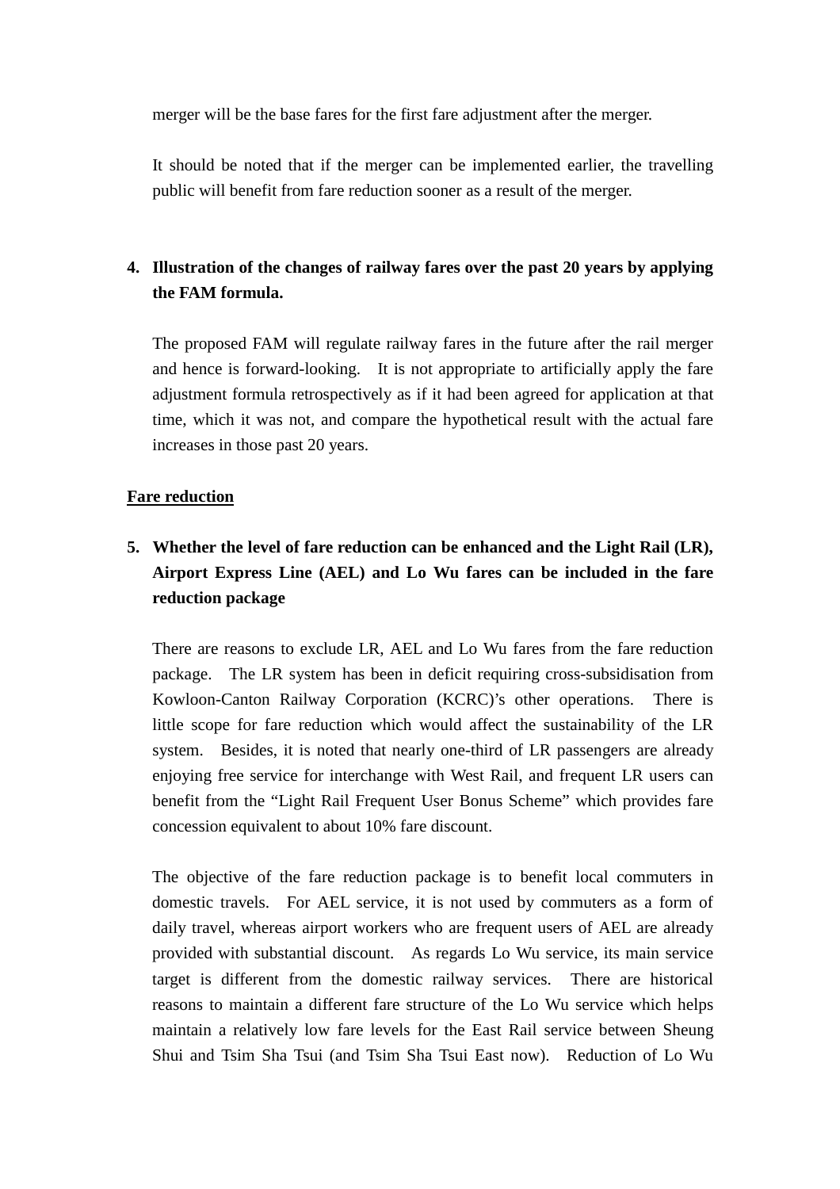merger will be the base fares for the first fare adjustment after the merger.

It should be noted that if the merger can be implemented earlier, the travelling public will benefit from fare reduction sooner as a result of the merger.

4. **Illustration of the changes of railway fares over the past 20 years by applying the FAM formula.**

   The proposed FAM will regulate railway fares in the future after the rail merger and hence is forward-looking. It is not appropriate to artificially apply the fare adjustment formula retrospectively as if it had been agreed for application at that time, which it was not, and compare the hypothetical result with the actual fare increases in those past 20 years.

<u>**Fare reduction**</u>

5. **Whether the level of fare reduction can be enhanced and the Light Rail (LR), Airport Express Line (AEL) and Lo Wu fares can be included in the fare reduction package**

   There are reasons to exclude LR, AEL and Lo Wu fares from the fare reduction package. The LR system has been in deficit requiring cross-subsidisation from Kowloon-Canton Railway Corporation (KCRC)'s other operations. There is little scope for fare reduction which would affect the sustainability of the LR system. Besides, it is noted that nearly one-third of LR passengers are already enjoying free service for interchange with West Rail, and frequent LR users can benefit from the "Light Rail Frequent User Bonus Scheme" which provides fare concession equivalent to about 10% fare discount.

   The objective of the fare reduction package is to benefit local commuters in domestic travels. For AEL service, it is not used by commuters as a form of daily travel, whereas airport workers who are frequent users of AEL are already provided with substantial discount. As regards Lo Wu service, its main service target is different from the domestic railway services. There are historical reasons to maintain a different fare structure of the Lo Wu service which helps maintain a relatively low fare levels for the East Rail service between Sheung Shui and Tsim Sha Tsui (and Tsim Sha Tsui East now). Reduction of Lo Wu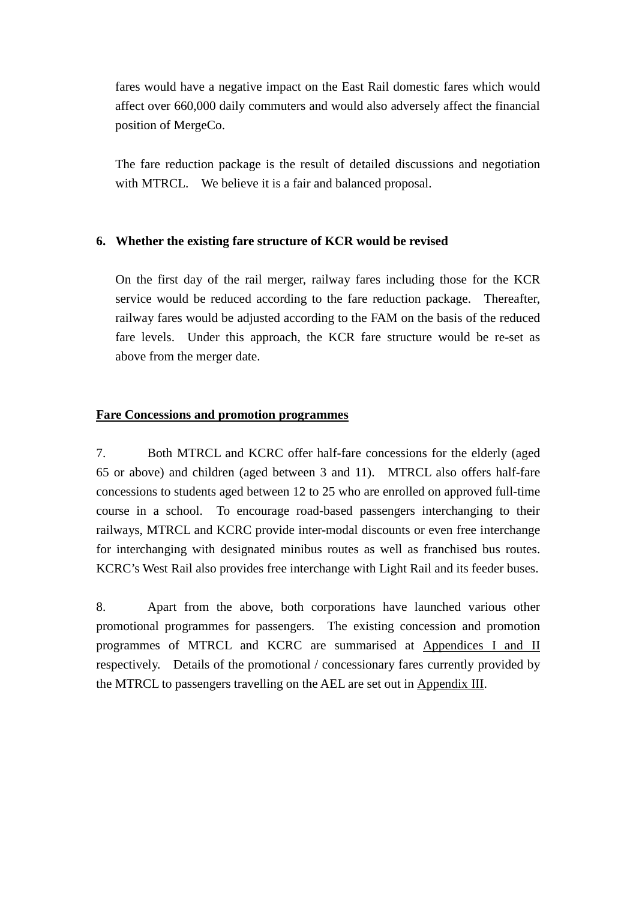fares would have a negative impact on the East Rail domestic fares which would affect over 660,000 daily commuters and would also adversely affect the financial position of MergeCo.

The fare reduction package is the result of detailed discussions and negotiation with MTRCL. We believe it is a fair and balanced proposal.

**6. Whether the existing fare structure of KCR would be revised**

On the first day of the rail merger, railway fares including those for the KCR service would be reduced according to the fare reduction package. Thereafter, railway fares would be adjusted according to the FAM on the basis of the reduced fare levels. Under this approach, the KCR fare structure would be re-set as above from the merger date.

**<u>Fare Concessions and promotion programmes</u>**

7. Both MTRCL and KCRC offer half-fare concessions for the elderly (aged 65 or above) and children (aged between 3 and 11). MTRCL also offers half-fare concessions to students aged between 12 to 25 who are enrolled on approved full-time course in a school. To encourage road-based passengers interchanging to their railways, MTRCL and KCRC provide inter-modal discounts or even free interchange for interchanging with designated minibus routes as well as franchised bus routes. KCRC's West Rail also provides free interchange with Light Rail and its feeder buses.

8. Apart from the above, both corporations have launched various other promotional programmes for passengers. The existing concession and promotion programmes of MTRCL and KCRC are summarised at <u>Appendices I and II</u> respectively. Details of the promotional / concessionary fares currently provided by the MTRCL to passengers travelling on the AEL are set out in <u>Appendix III</u>.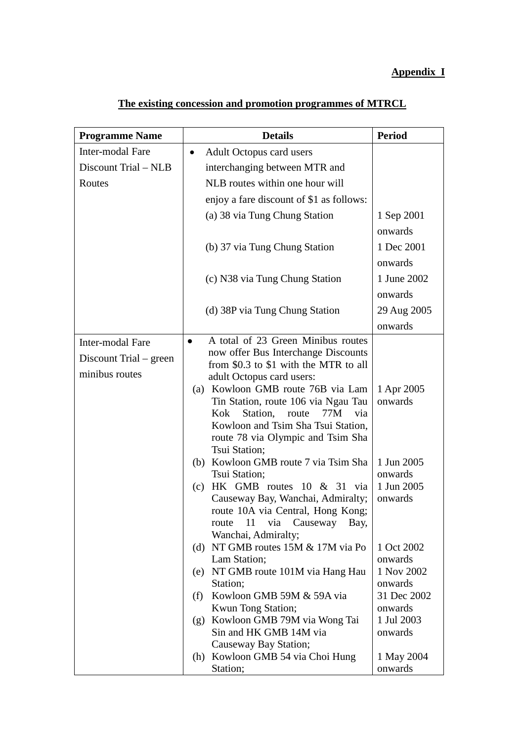**Appendix I**

**The existing concession and promotion programmes of MTRCL**

| Programme Name | Details | Period |
|---|---|---|
| Inter-modal Fare Discount Trial – NLB Routes | • Adult Octopus card users interchanging between MTR and NLB routes within one hour will enjoy a fare discount of $1 as follows: | |
| | (a) 38 via Tung Chung Station | 1 Sep 2001 onwards |
| | (b) 37 via Tung Chung Station | 1 Dec 2001 onwards |
| | (c) N38 via Tung Chung Station | 1 June 2002 onwards |
| | (d) 38P via Tung Chung Station | 29 Aug 2005 onwards |
| Inter-modal Fare Discount Trial – green minibus routes | • A total of 23 Green Minibus routes now offer Bus Interchange Discounts from $0.3 to $1 with the MTR to all adult Octopus card users: | |
| | (a) Kowloon GMB route 76B via Lam Tin Station, route 106 via Ngau Tau Kok Station, route 77M via Kowloon and Tsim Sha Tsui Station, route 78 via Olympic and Tsim Sha Tsui Station; | 1 Apr 2005 onwards |
| | (b) Kowloon GMB route 7 via Tsim Sha Tsui Station; | 1 Jun 2005 onwards |
| | (c) HK GMB routes 10 & 31 via Causeway Bay, Wanchai, Admiralty; route 10A via Central, Hong Kong; route 11 via Causeway Bay, Wanchai, Admiralty; | 1 Jun 2005 onwards |
| | (d) NT GMB routes 15M & 17M via Po Lam Station; | 1 Oct 2002 onwards |
| | (e) NT GMB route 101M via Hang Hau Station; | 1 Nov 2002 onwards |
| | (f) Kowloon GMB 59M & 59A via Kwun Tong Station; | 31 Dec 2002 onwards |
| | (g) Kowloon GMB 79M via Wong Tai Sin and HK GMB 14M via Causeway Bay Station; | 1 Jul 2003 onwards |
| | (h) Kowloon GMB 54 via Choi Hung Station; | 1 May 2004 onwards |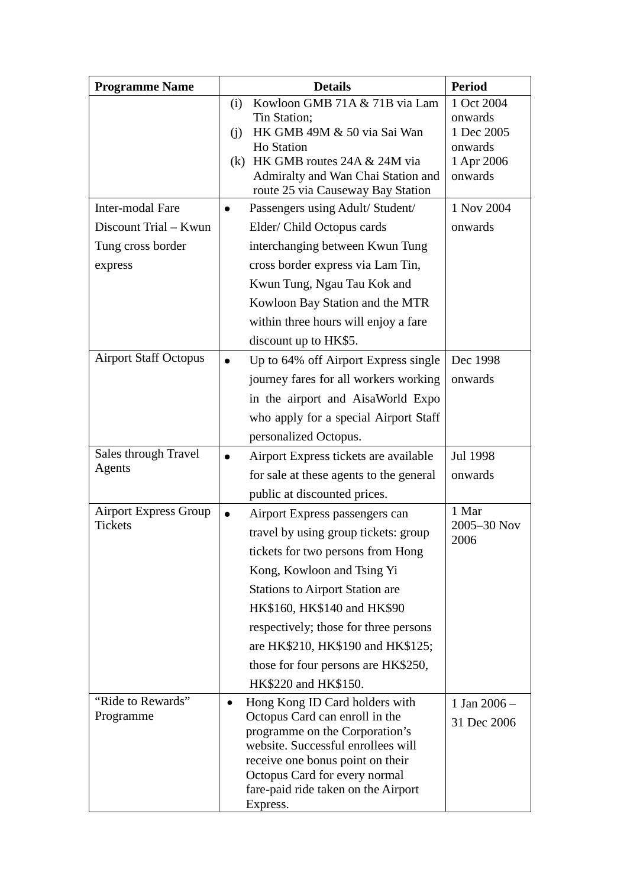| Programme Name | Details | Period |
|---|---|---|
| | (i) Kowloon GMB 71A & 71B via Lam Tin Station;<br>(j) HK GMB 49M & 50 via Sai Wan Ho Station<br>(k) HK GMB routes 24A & 24M via Admiralty and Wan Chai Station and route 25 via Causeway Bay Station | 1 Oct 2004 onwards<br>1 Dec 2005 onwards<br>1 Apr 2006 onwards |
| Inter-modal Fare Discount Trial – Kwun Tung cross border express | • Passengers using Adult/ Student/ Elder/ Child Octopus cards interchanging between Kwun Tung cross border express via Lam Tin, Kwun Tung, Ngau Tau Kok and Kowloon Bay Station and the MTR within three hours will enjoy a fare discount up to HK$5. | 1 Nov 2004 onwards |
| Airport Staff Octopus | • Up to 64% off Airport Express single journey fares for all workers working in the airport and AisaWorld Expo who apply for a special Airport Staff personalized Octopus. | Dec 1998 onwards |
| Sales through Travel Agents | • Airport Express tickets are available for sale at these agents to the general public at discounted prices. | Jul 1998 onwards |
| Airport Express Group Tickets | • Airport Express passengers can travel by using group tickets: group tickets for two persons from Hong Kong, Kowloon and Tsing Yi Stations to Airport Station are HK$160, HK$140 and HK$90 respectively; those for three persons are HK$210, HK$190 and HK$125; those for four persons are HK$250, HK$220 and HK$150. | 1 Mar 2005–30 Nov 2006 |
| "Ride to Rewards" Programme | • Hong Kong ID Card holders with Octopus Card can enroll in the programme on the Corporation's website. Successful enrollees will receive one bonus point on their Octopus Card for every normal fare-paid ride taken on the Airport Express. | 1 Jan 2006 – 31 Dec 2006 |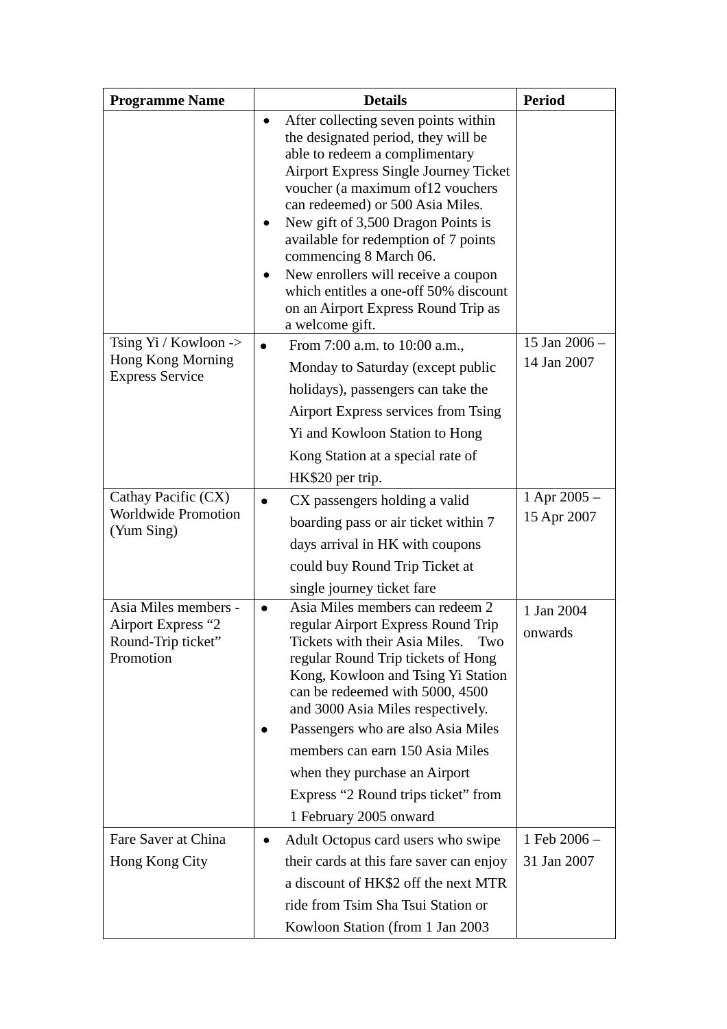| Programme Name | Details | Period |
|---|---|---|
| | • After collecting seven points within the designated period, they will be able to redeem a complimentary Airport Express Single Journey Ticket voucher (a maximum of12 vouchers can redeemed) or 500 Asia Miles.<br>• New gift of 3,500 Dragon Points is available for redemption of 7 points commencing 8 March 06.<br>• New enrollers will receive a coupon which entitles a one-off 50% discount on an Airport Express Round Trip as a welcome gift. | |
| Tsing Yi / Kowloon -> Hong Kong Morning Express Service | • From 7:00 a.m. to 10:00 a.m., Monday to Saturday (except public holidays), passengers can take the Airport Express services from Tsing Yi and Kowloon Station to Hong Kong Station at a special rate of HK$20 per trip. | 15 Jan 2006 – 14 Jan 2007 |
| Cathay Pacific (CX) Worldwide Promotion (Yum Sing) | • CX passengers holding a valid boarding pass or air ticket within 7 days arrival in HK with coupons could buy Round Trip Ticket at single journey ticket fare | 1 Apr 2005 – 15 Apr 2007 |
| Asia Miles members - Airport Express "2 Round-Trip ticket" Promotion | • Asia Miles members can redeem 2 regular Airport Express Round Trip Tickets with their Asia Miles. Two regular Round Trip tickets of Hong Kong, Kowloon and Tsing Yi Station can be redeemed with 5000, 4500 and 3000 Asia Miles respectively.<br>• Passengers who are also Asia Miles members can earn 150 Asia Miles when they purchase an Airport Express "2 Round trips ticket" from 1 February 2005 onward | 1 Jan 2004 onwards |
| Fare Saver at China Hong Kong City | • Adult Octopus card users who swipe their cards at this fare saver can enjoy a discount of HK$2 off the next MTR ride from Tsim Sha Tsui Station or Kowloon Station (from 1 Jan 2003 | 1 Feb 2006 – 31 Jan 2007 |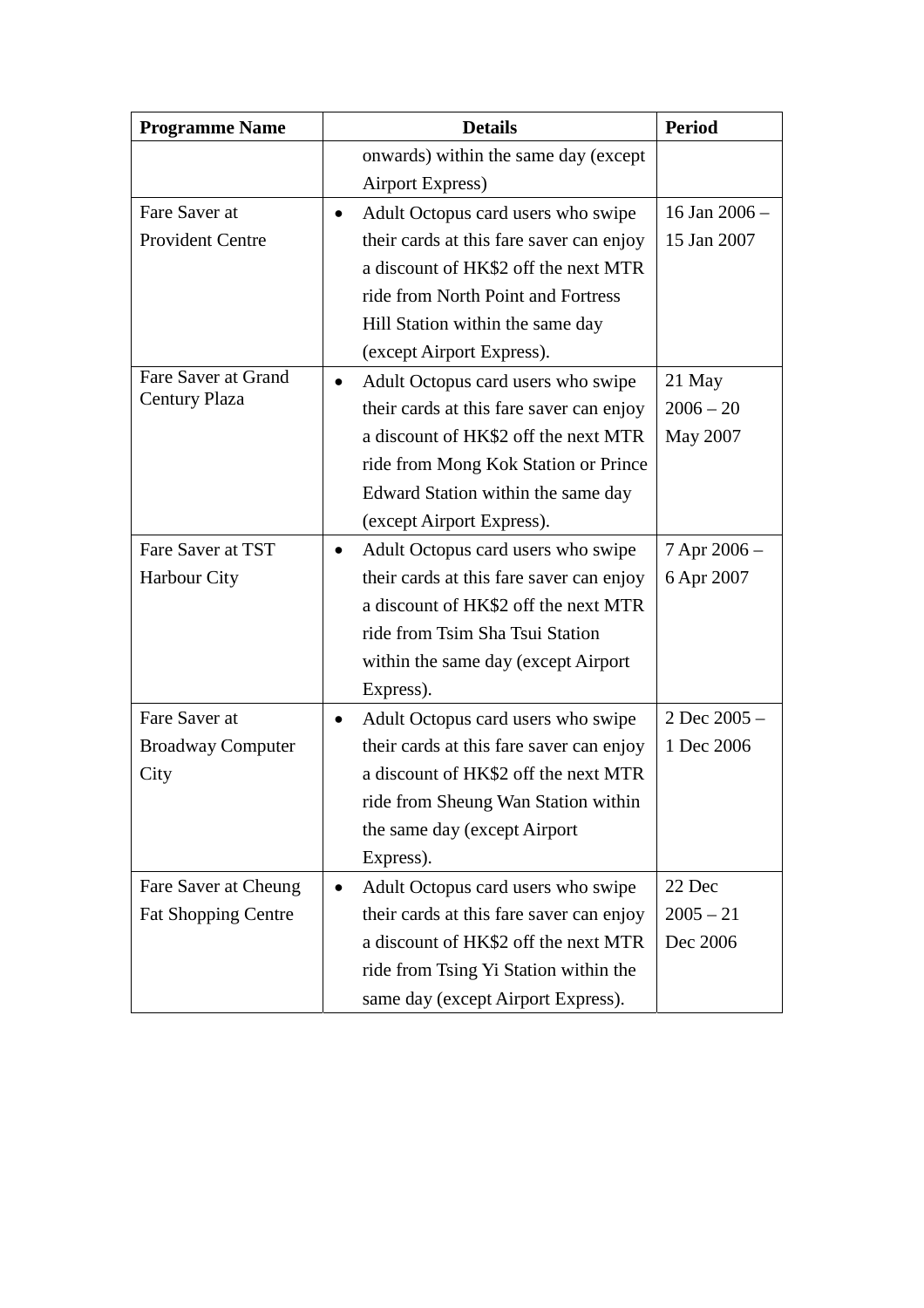| Programme Name | Details | Period |
|---|---|---|
| | onwards) within the same day (except Airport Express) | |
| Fare Saver at Provident Centre | • Adult Octopus card users who swipe their cards at this fare saver can enjoy a discount of HK$2 off the next MTR ride from North Point and Fortress Hill Station within the same day (except Airport Express). | 16 Jan 2006 – 15 Jan 2007 |
| Fare Saver at Grand Century Plaza | • Adult Octopus card users who swipe their cards at this fare saver can enjoy a discount of HK$2 off the next MTR ride from Mong Kok Station or Prince Edward Station within the same day (except Airport Express). | 21 May 2006 – 20 May 2007 |
| Fare Saver at TST Harbour City | • Adult Octopus card users who swipe their cards at this fare saver can enjoy a discount of HK$2 off the next MTR ride from Tsim Sha Tsui Station within the same day (except Airport Express). | 7 Apr 2006 – 6 Apr 2007 |
| Fare Saver at Broadway Computer City | • Adult Octopus card users who swipe their cards at this fare saver can enjoy a discount of HK$2 off the next MTR ride from Sheung Wan Station within the same day (except Airport Express). | 2 Dec 2005 – 1 Dec 2006 |
| Fare Saver at Cheung Fat Shopping Centre | • Adult Octopus card users who swipe their cards at this fare saver can enjoy a discount of HK$2 off the next MTR ride from Tsing Yi Station within the same day (except Airport Express). | 22 Dec 2005 – 21 Dec 2006 |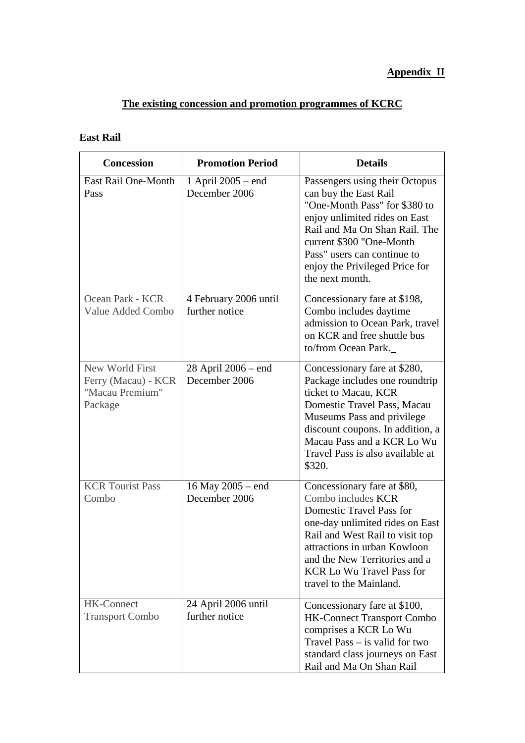**Appendix II**

## The existing concession and promotion programmes of KCRC

### East Rail

| Concession | Promotion Period | Details |
| --- | --- | --- |
| East Rail One-Month Pass | 1 April 2005 – end December 2006 | Passengers using their Octopus can buy the East Rail "One-Month Pass" for $380 to enjoy unlimited rides on East Rail and Ma On Shan Rail. The current $300 "One-Month Pass" users can continue to enjoy the Privileged Price for the next month. |
| Ocean Park - KCR Value Added Combo | 4 February 2006 until further notice | Concessionary fare at $198, Combo includes daytime admission to Ocean Park, travel on KCR and free shuttle bus to/from Ocean Park. |
| New World First Ferry (Macau) - KCR "Macau Premium" Package | 28 April 2006 – end December 2006 | Concessionary fare at $280, Package includes one roundtrip ticket to Macau, KCR Domestic Travel Pass, Macau Museums Pass and privilege discount coupons. In addition, a Macau Pass and a KCR Lo Wu Travel Pass is also available at $320. |
| KCR Tourist Pass Combo | 16 May 2005 – end December 2006 | Concessionary fare at $80, Combo includes KCR Domestic Travel Pass for one-day unlimited rides on East Rail and West Rail to visit top attractions in urban Kowloon and the New Territories and a KCR Lo Wu Travel Pass for travel to the Mainland. |
| HK-Connect Transport Combo | 24 April 2006 until further notice | Concessionary fare at $100, HK-Connect Transport Combo comprises a KCR Lo Wu Travel Pass – is valid for two standard class journeys on East Rail and Ma On Shan Rail |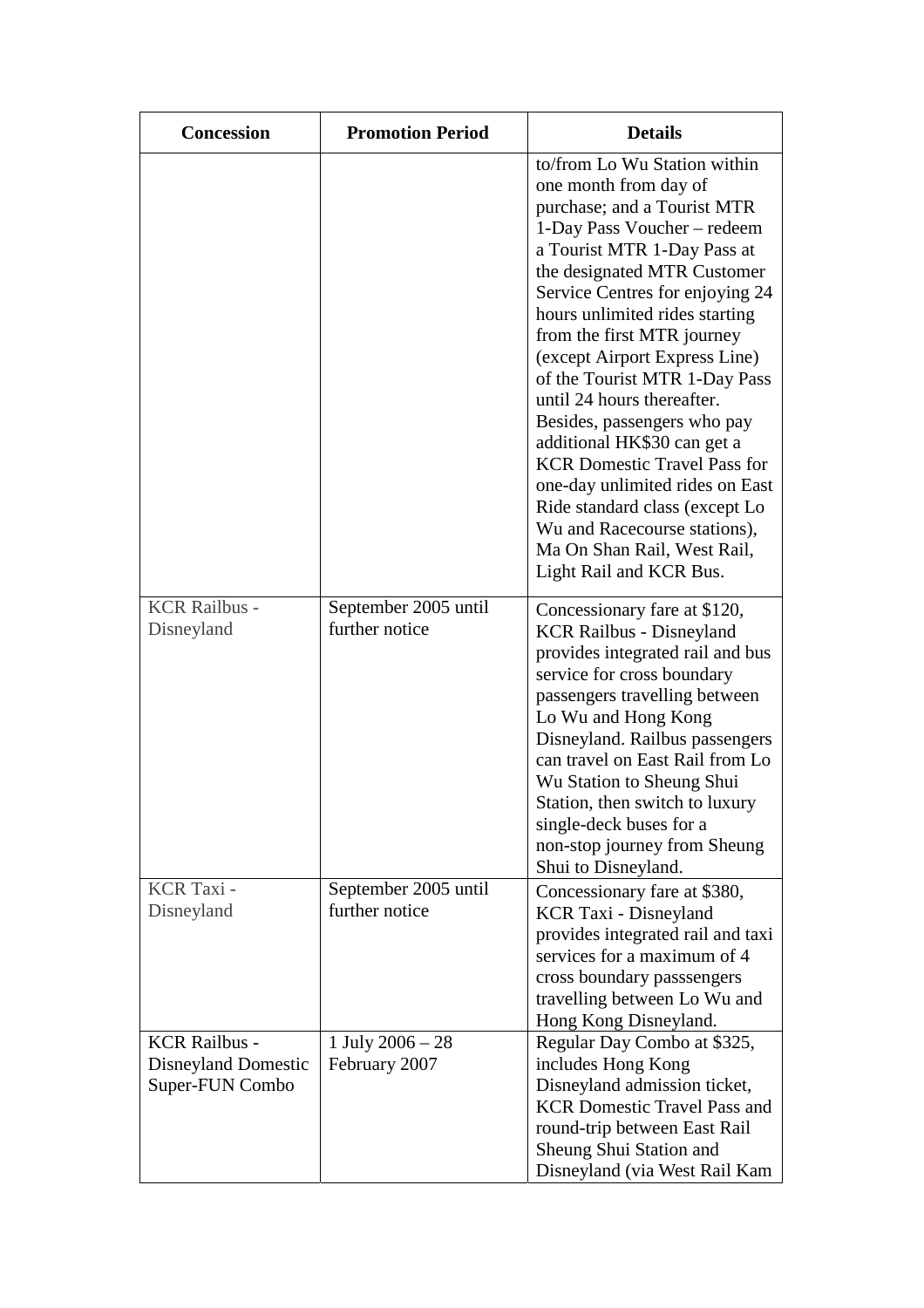| Concession | Promotion Period | Details |
|---|---|---|
| | | to/from Lo Wu Station within one month from day of purchase; and a Tourist MTR 1-Day Pass Voucher – redeem a Tourist MTR 1-Day Pass at the designated MTR Customer Service Centres for enjoying 24 hours unlimited rides starting from the first MTR journey (except Airport Express Line) of the Tourist MTR 1-Day Pass until 24 hours thereafter. Besides, passengers who pay additional HK$30 can get a KCR Domestic Travel Pass for one-day unlimited rides on East Ride standard class (except Lo Wu and Racecourse stations), Ma On Shan Rail, West Rail, Light Rail and KCR Bus. |
| KCR Railbus - Disneyland | September 2005 until further notice | Concessionary fare at $120, KCR Railbus - Disneyland provides integrated rail and bus service for cross boundary passengers travelling between Lo Wu and Hong Kong Disneyland. Railbus passengers can travel on East Rail from Lo Wu Station to Sheung Shui Station, then switch to luxury single-deck buses for a non-stop journey from Sheung Shui to Disneyland. |
| KCR Taxi - Disneyland | September 2005 until further notice | Concessionary fare at $380, KCR Taxi - Disneyland provides integrated rail and taxi services for a maximum of 4 cross boundary passsengers travelling between Lo Wu and Hong Kong Disneyland. |
| KCR Railbus - Disneyland Domestic Super-FUN Combo | 1 July 2006 – 28 February 2007 | Regular Day Combo at $325, includes Hong Kong Disneyland admission ticket, KCR Domestic Travel Pass and round-trip between East Rail Sheung Shui Station and Disneyland (via West Rail Kam |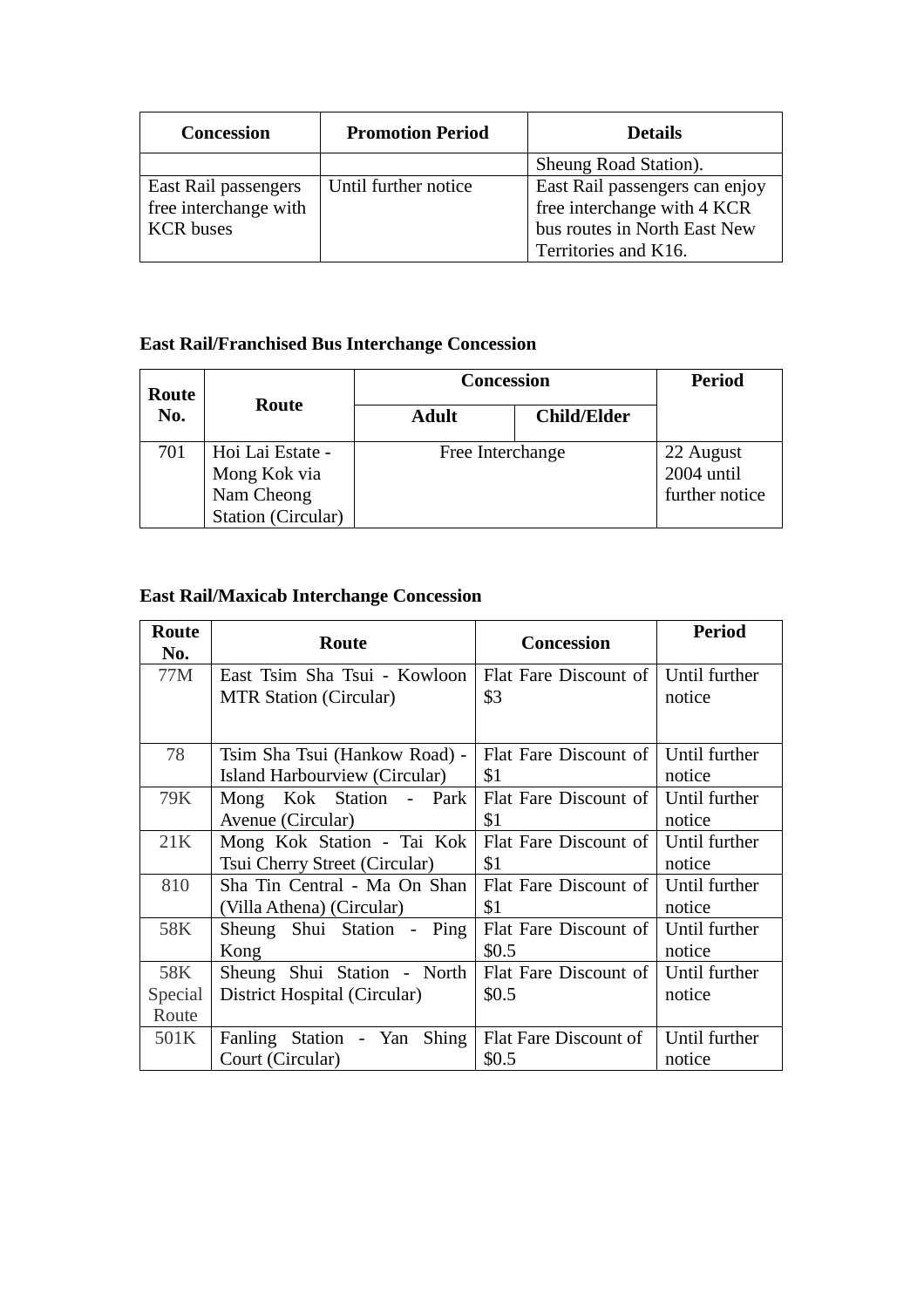| Concession | Promotion Period | Details |
| --- | --- | --- |
| | | Sheung Road Station). |
| East Rail passengers free interchange with KCR buses | Until further notice | East Rail passengers can enjoy free interchange with 4 KCR bus routes in North East New Territories and K16. |

**East Rail/Franchised Bus Interchange Concession**

| Route No. | Route | Concession | | Period |
| --- | --- | --- | --- | --- |
| | | Adult | Child/Elder | |
| 701 | Hoi Lai Estate - Mong Kok via Nam Cheong Station (Circular) | Free Interchange | | 22 August 2004 until further notice |

**East Rail/Maxicab Interchange Concession**

| Route No. | Route | Concession | Period |
| --- | --- | --- | --- |
| 77M | East Tsim Sha Tsui - Kowloon MTR Station (Circular) | Flat Fare Discount of $3 | Until further notice |
| 78 | Tsim Sha Tsui (Hankow Road) - Island Harbourview (Circular) | Flat Fare Discount of $1 | Until further notice |
| 79K | Mong Kok Station - Park Avenue (Circular) | Flat Fare Discount of $1 | Until further notice |
| 21K | Mong Kok Station - Tai Kok Tsui Cherry Street (Circular) | Flat Fare Discount of $1 | Until further notice |
| 810 | Sha Tin Central - Ma On Shan (Villa Athena) (Circular) | Flat Fare Discount of $1 | Until further notice |
| 58K | Sheung Shui Station - Ping Kong | Flat Fare Discount of $0.5 | Until further notice |
| 58K Special Route | Sheung Shui Station - North District Hospital (Circular) | Flat Fare Discount of $0.5 | Until further notice |
| 501K | Fanling Station - Yan Shing Court (Circular) | Flat Fare Discount of $0.5 | Until further notice |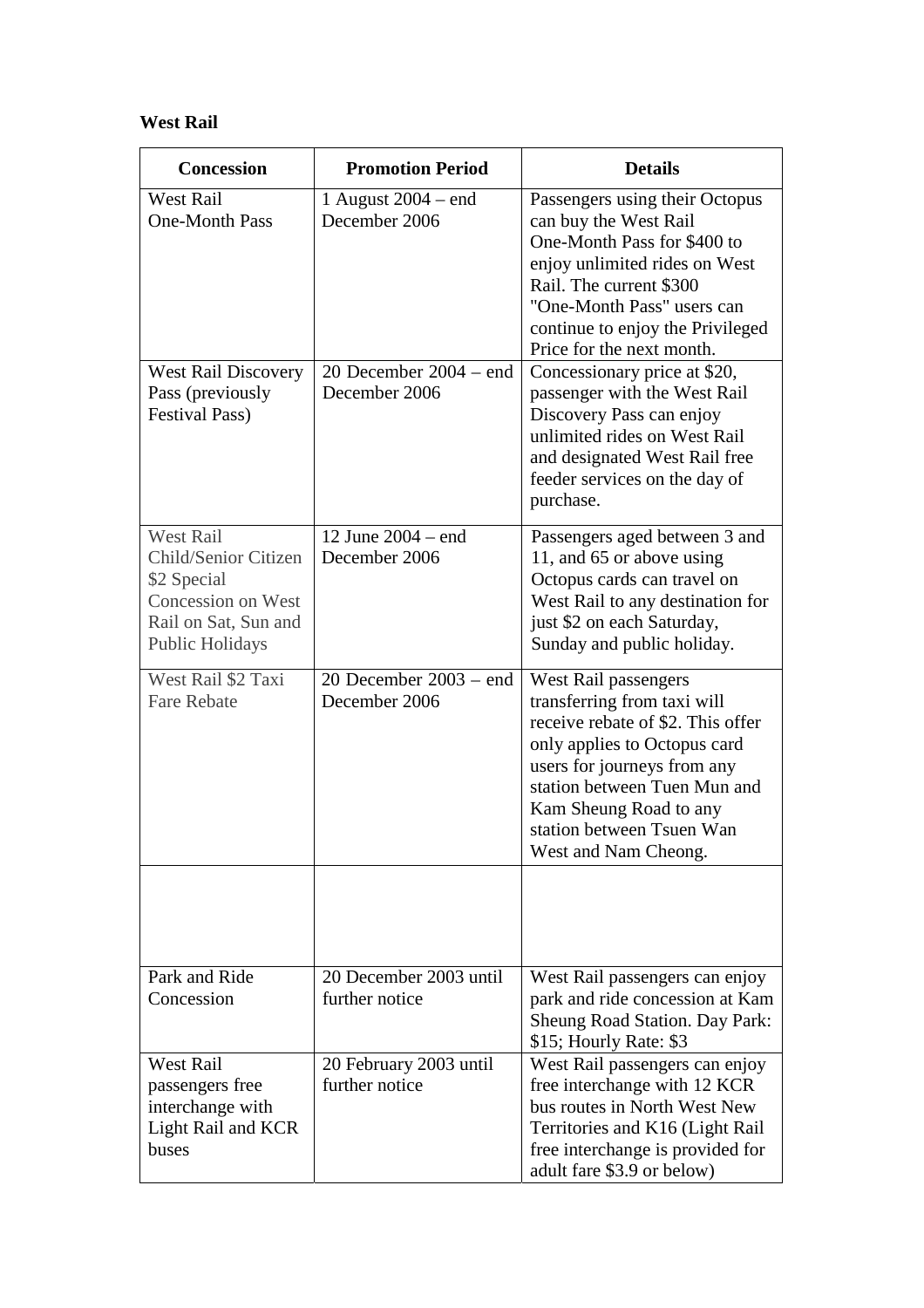**West Rail**

| Concession | Promotion Period | Details |
| --- | --- | --- |
| West Rail One-Month Pass | 1 August 2004 – end December 2006 | Passengers using their Octopus can buy the West Rail One-Month Pass for $400 to enjoy unlimited rides on West Rail. The current $300 "One-Month Pass" users can continue to enjoy the Privileged Price for the next month. |
| West Rail Discovery Pass (previously Festival Pass) | 20 December 2004 – end December 2006 | Concessionary price at $20, passenger with the West Rail Discovery Pass can enjoy unlimited rides on West Rail and designated West Rail free feeder services on the day of purchase. |
| West Rail Child/Senior Citizen $2 Special Concession on West Rail on Sat, Sun and Public Holidays | 12 June 2004 – end December 2006 | Passengers aged between 3 and 11, and 65 or above using Octopus cards can travel on West Rail to any destination for just $2 on each Saturday, Sunday and public holiday. |
| West Rail $2 Taxi Fare Rebate | 20 December 2003 – end December 2006 | West Rail passengers transferring from taxi will receive rebate of $2. This offer only applies to Octopus card users for journeys from any station between Tuen Mun and Kam Sheung Road to any station between Tsuen Wan West and Nam Cheong. |
| | | |
| Park and Ride Concession | 20 December 2003 until further notice | West Rail passengers can enjoy park and ride concession at Kam Sheung Road Station. Day Park: $15; Hourly Rate: $3 |
| West Rail passengers free interchange with Light Rail and KCR buses | 20 February 2003 until further notice | West Rail passengers can enjoy free interchange with 12 KCR bus routes in North West New Territories and K16 (Light Rail free interchange is provided for adult fare $3.9 or below) |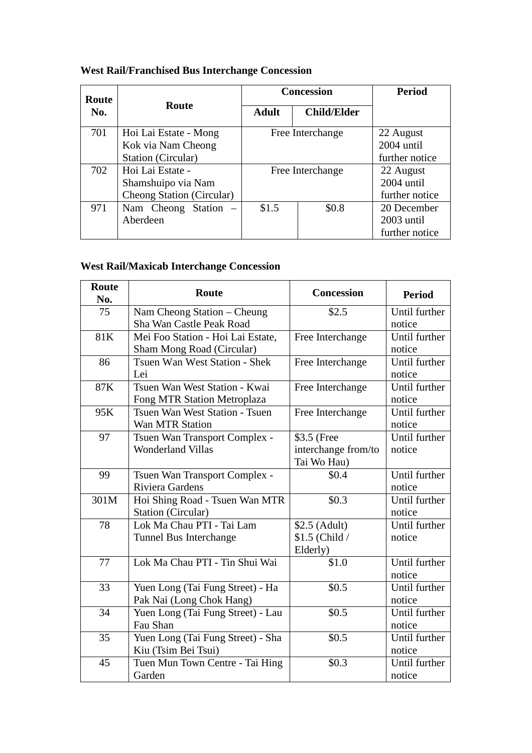**West Rail/Franchised Bus Interchange Concession**

| Route No. | Route | Concession | | Period |
|---|---|---|---|---|
| | | Adult | Child/Elder | |
| 701 | Hoi Lai Estate - Mong Kok via Nam Cheong Station (Circular) | Free Interchange | | 22 August 2004 until further notice |
| 702 | Hoi Lai Estate - Shamshuipo via Nam Cheong Station (Circular) | Free Interchange | | 22 August 2004 until further notice |
| 971 | Nam Cheong Station – Aberdeen | $1.5 | $0.8 | 20 December 2003 until further notice |

**West Rail/Maxicab Interchange Concession**

| Route No. | Route | Concession | Period |
|---|---|---|---|
| 75 | Nam Cheong Station – Cheung Sha Wan Castle Peak Road | $2.5 | Until further notice |
| 81K | Mei Foo Station - Hoi Lai Estate, Sham Mong Road (Circular) | Free Interchange | Until further notice |
| 86 | Tsuen Wan West Station - Shek Lei | Free Interchange | Until further notice |
| 87K | Tsuen Wan West Station - Kwai Fong MTR Station Metroplaza | Free Interchange | Until further notice |
| 95K | Tsuen Wan West Station - Tsuen Wan MTR Station | Free Interchange | Until further notice |
| 97 | Tsuen Wan Transport Complex - Wonderland Villas | $3.5 (Free interchange from/to Tai Wo Hau) | Until further notice |
| 99 | Tsuen Wan Transport Complex - Riviera Gardens | $0.4 | Until further notice |
| 301M | Hoi Shing Road - Tsuen Wan MTR Station (Circular) | $0.3 | Until further notice |
| 78 | Lok Ma Chau PTI - Tai Lam Tunnel Bus Interchange | $2.5 (Adult) $1.5 (Child / Elderly) | Until further notice |
| 77 | Lok Ma Chau PTI - Tin Shui Wai | $1.0 | Until further notice |
| 33 | Yuen Long (Tai Fung Street) - Ha Pak Nai (Long Chok Hang) | $0.5 | Until further notice |
| 34 | Yuen Long (Tai Fung Street) - Lau Fau Shan | $0.5 | Until further notice |
| 35 | Yuen Long (Tai Fung Street) - Sha Kiu (Tsim Bei Tsui) | $0.5 | Until further notice |
| 45 | Tuen Mun Town Centre - Tai Hing Garden | $0.3 | Until further notice |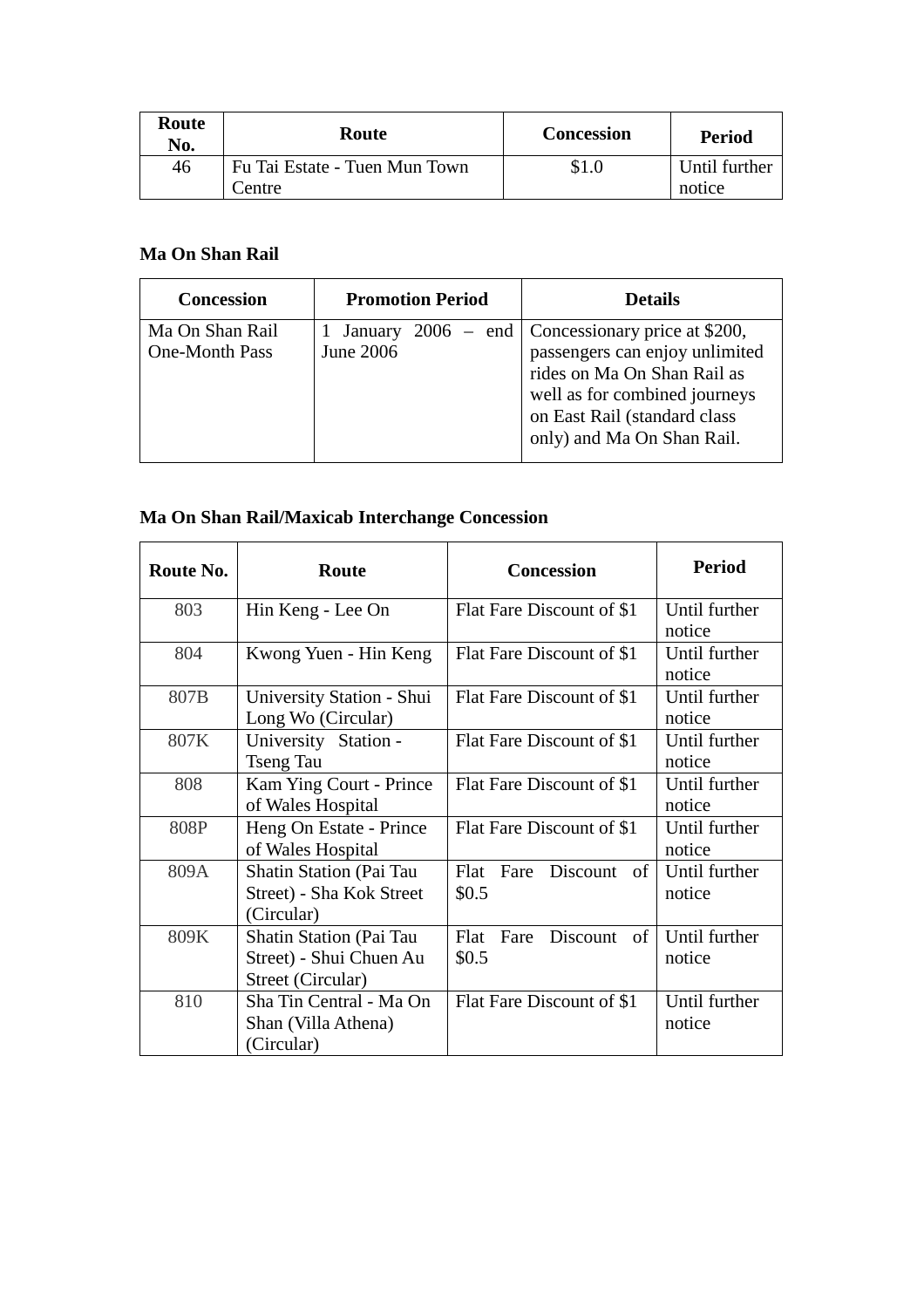| Route No. | Route | Concession | Period |
|---|---|---|---|
| 46 | Fu Tai Estate - Tuen Mun Town Centre | $1.0 | Until further notice |

**Ma On Shan Rail**

| Concession | Promotion Period | Details |
|---|---|---|
| Ma On Shan Rail One-Month Pass | 1 January 2006 – end June 2006 | Concessionary price at $200, passengers can enjoy unlimited rides on Ma On Shan Rail as well as for combined journeys on East Rail (standard class only) and Ma On Shan Rail. |

**Ma On Shan Rail/Maxicab Interchange Concession**

| Route No. | Route | Concession | Period |
|---|---|---|---|
| 803 | Hin Keng - Lee On | Flat Fare Discount of $1 | Until further notice |
| 804 | Kwong Yuen - Hin Keng | Flat Fare Discount of $1 | Until further notice |
| 807B | University Station - Shui Long Wo (Circular) | Flat Fare Discount of $1 | Until further notice |
| 807K | University Station - Tseng Tau | Flat Fare Discount of $1 | Until further notice |
| 808 | Kam Ying Court - Prince of Wales Hospital | Flat Fare Discount of $1 | Until further notice |
| 808P | Heng On Estate - Prince of Wales Hospital | Flat Fare Discount of $1 | Until further notice |
| 809A | Shatin Station (Pai Tau Street) - Sha Kok Street (Circular) | Flat Fare Discount of $0.5 | Until further notice |
| 809K | Shatin Station (Pai Tau Street) - Shui Chuen Au Street (Circular) | Flat Fare Discount of $0.5 | Until further notice |
| 810 | Sha Tin Central - Ma On Shan (Villa Athena) (Circular) | Flat Fare Discount of $1 | Until further notice |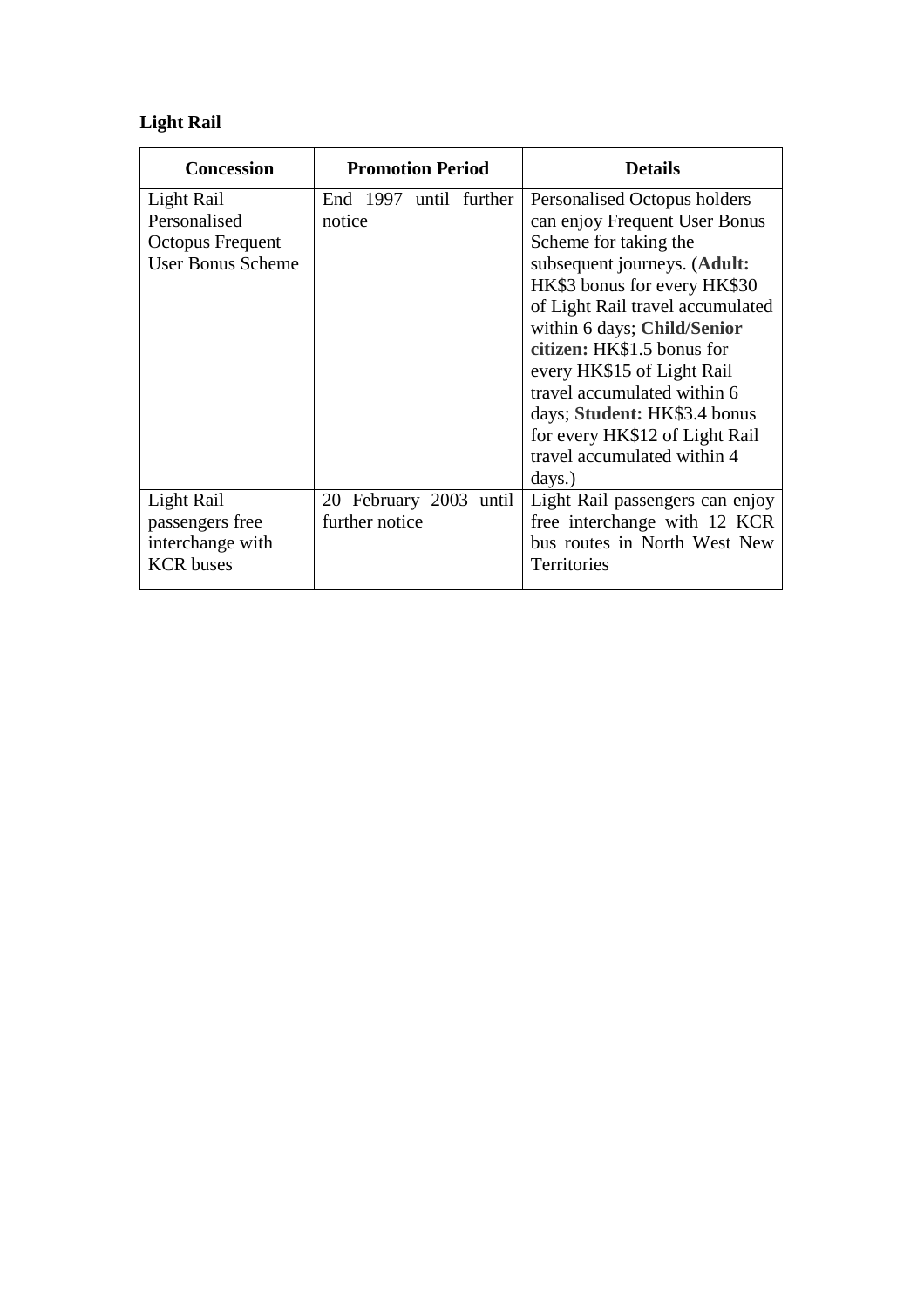**Light Rail**

| Concession | Promotion Period | Details |
|---|---|---|
| Light Rail Personalised Octopus Frequent User Bonus Scheme | End 1997 until further notice | Personalised Octopus holders can enjoy Frequent User Bonus Scheme for taking the subsequent journeys. (**Adult:** HK$3 bonus for every HK$30 of Light Rail travel accumulated within 6 days; **Child/Senior citizen:** HK$1.5 bonus for every HK$15 of Light Rail travel accumulated within 6 days; **Student:** HK$3.4 bonus for every HK$12 of Light Rail travel accumulated within 4 days.) |
| Light Rail passengers free interchange with KCR buses | 20 February 2003 until further notice | Light Rail passengers can enjoy free interchange with 12 KCR bus routes in North West New Territories |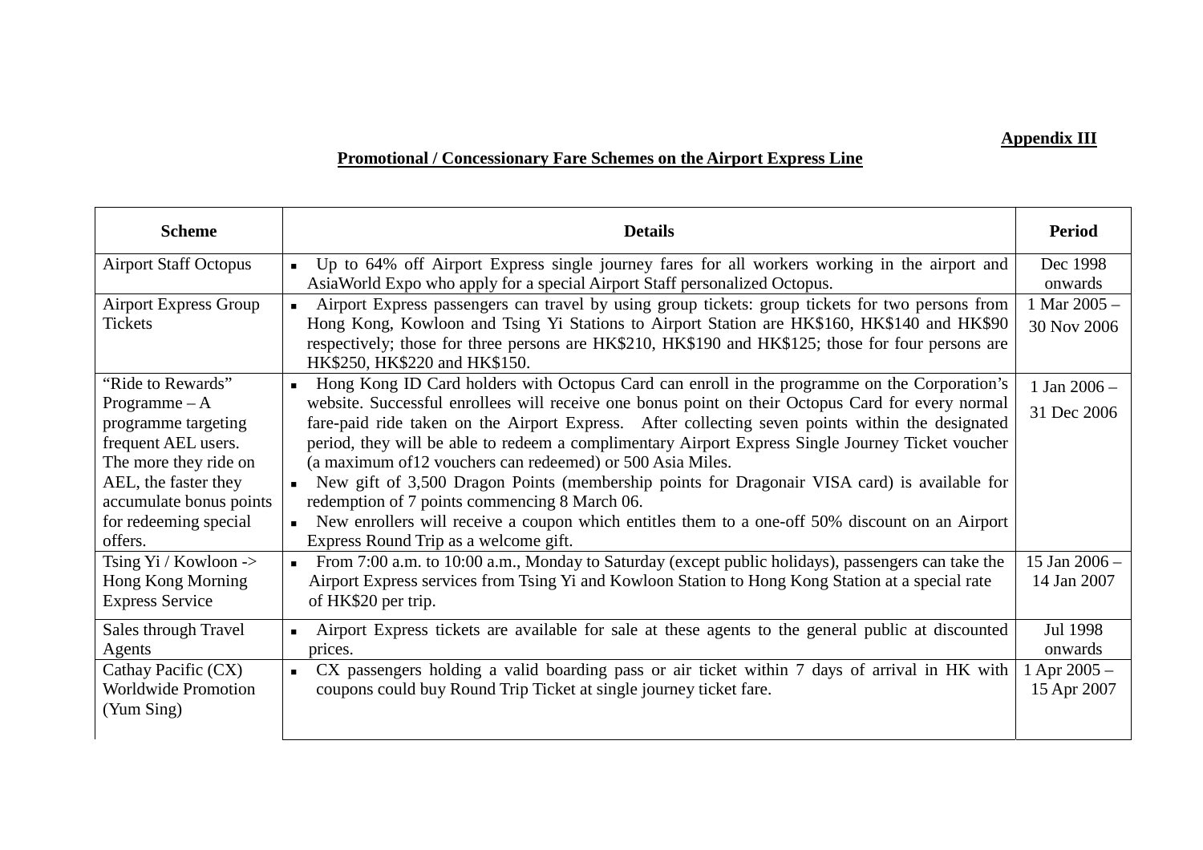**Appendix III**

**Promotional / Concessionary Fare Schemes on the Airport Express Line**

| Scheme | Details | Period |
|---|---|---|
| Airport Staff Octopus | ▪ Up to 64% off Airport Express single journey fares for all workers working in the airport and AsiaWorld Expo who apply for a special Airport Staff personalized Octopus. | Dec 1998 onwards |
| Airport Express Group Tickets | ▪ Airport Express passengers can travel by using group tickets: group tickets for two persons from Hong Kong, Kowloon and Tsing Yi Stations to Airport Station are HK$160, HK$140 and HK$90 respectively; those for three persons are HK$210, HK$190 and HK$125; those for four persons are HK$250, HK$220 and HK$150. | 1 Mar 2005 – 30 Nov 2006 |
| "Ride to Rewards" Programme – A programme targeting frequent AEL users. The more they ride on AEL, the faster they accumulate bonus points for redeeming special offers. | ▪ Hong Kong ID Card holders with Octopus Card can enroll in the programme on the Corporation's website. Successful enrollees will receive one bonus point on their Octopus Card for every normal fare-paid ride taken on the Airport Express. After collecting seven points within the designated period, they will be able to redeem a complimentary Airport Express Single Journey Ticket voucher (a maximum of12 vouchers can redeemed) or 500 Asia Miles.<br>▪ New gift of 3,500 Dragon Points (membership points for Dragonair VISA card) is available for redemption of 7 points commencing 8 March 06.<br>▪ New enrollers will receive a coupon which entitles them to a one-off 50% discount on an Airport Express Round Trip as a welcome gift. | 1 Jan 2006 – 31 Dec 2006 |
| Tsing Yi / Kowloon -> Hong Kong Morning Express Service | ▪ From 7:00 a.m. to 10:00 a.m., Monday to Saturday (except public holidays), passengers can take the Airport Express services from Tsing Yi and Kowloon Station to Hong Kong Station at a special rate of HK$20 per trip. | 15 Jan 2006 – 14 Jan 2007 |
| Sales through Travel Agents | ▪ Airport Express tickets are available for sale at these agents to the general public at discounted prices. | Jul 1998 onwards |
| Cathay Pacific (CX) Worldwide Promotion (Yum Sing) | ▪ CX passengers holding a valid boarding pass or air ticket within 7 days of arrival in HK with coupons could buy Round Trip Ticket at single journey ticket fare. | 1 Apr 2005 – 15 Apr 2007 |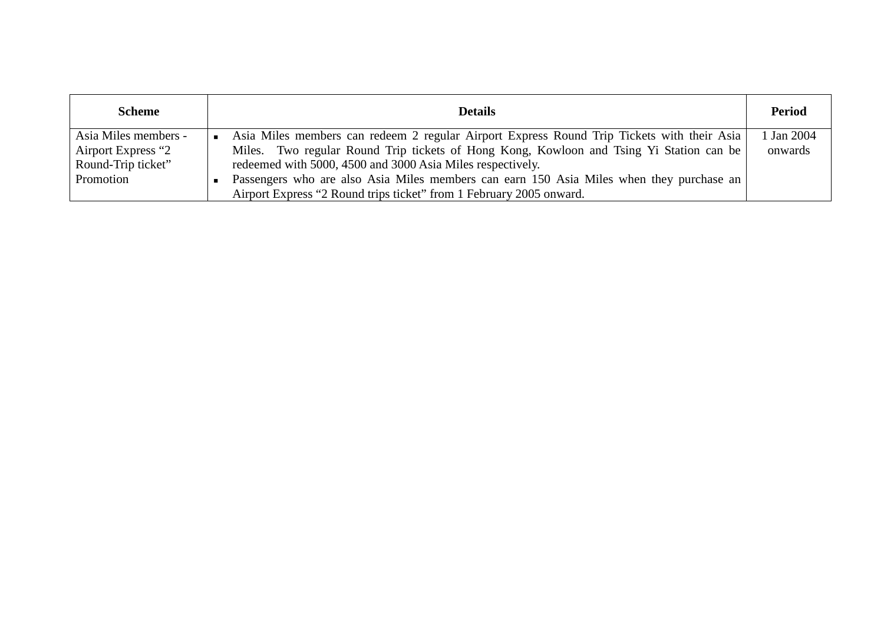| Scheme | Details | Period |
|---|---|---|
| Asia Miles members - Airport Express “2 Round-Trip ticket” Promotion | ▪ Asia Miles members can redeem 2 regular Airport Express Round Trip Tickets with their Asia Miles. Two regular Round Trip tickets of Hong Kong, Kowloon and Tsing Yi Station can be redeemed with 5000, 4500 and 3000 Asia Miles respectively.<br>▪ Passengers who are also Asia Miles members can earn 150 Asia Miles when they purchase an Airport Express “2 Round trips ticket” from 1 February 2005 onward. | 1 Jan 2004 onwards |